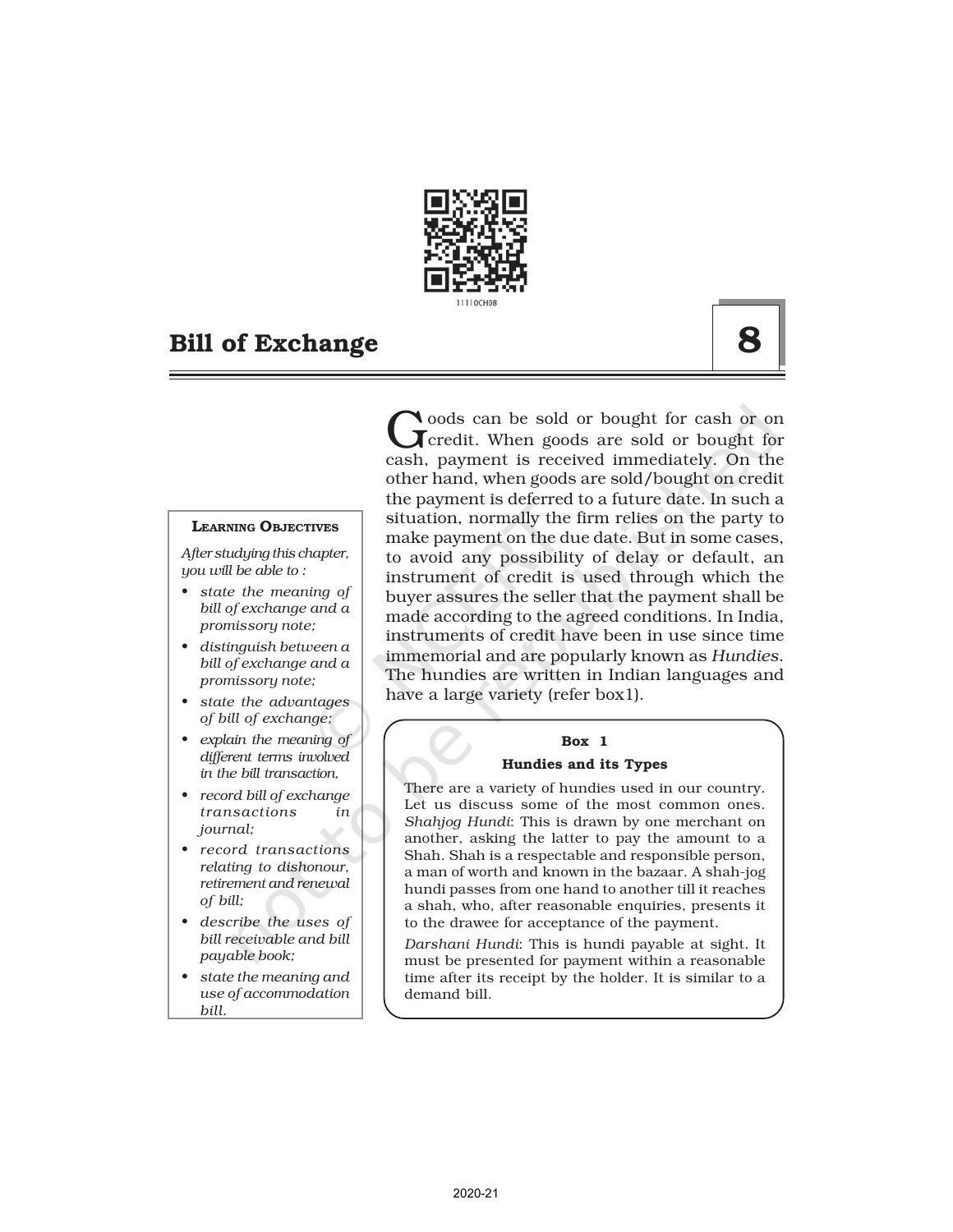# Bill of Exchange

**8**

> **Learning Objectives**
>
> *After studying this chapter, you will be able to :*
>
> - *state the meaning of bill of exchange and a promissory note;*
> - *distinguish between a bill of exchange and a promissory note;*
> - *state the advantages of bill of exchange;*
> - *explain the meaning of different terms involved in the bill transaction,*
> - *record bill of exchange transactions in journal;*
> - *record transactions relating to dishonour, retirement and renewal of bill;*
> - *describe the uses of bill receivable and bill payable book;*
> - *state the meaning and use of accommodation bill.*

Goods can be sold or bought for cash or on credit. When goods are sold or bought for cash, payment is received immediately. On the other hand, when goods are sold/bought on credit the payment is deferred to a future date. In such a situation, normally the firm relies on the party to make payment on the due date. But in some cases, to avoid any possibility of delay or default, an instrument of credit is used through which the buyer assures the seller that the payment shall be made according to the agreed conditions. In India, instruments of credit have been in use since time immemorial and are popularly known as *Hundies*. The hundies are written in Indian languages and have a large variety (refer box1).

> **Box 1**
>
> **Hundies and its Types**
>
> There are a variety of hundies used in our country. Let us discuss some of the most common ones. *Shahjog Hundi*: This is drawn by one merchant on another, asking the latter to pay the amount to a Shah. Shah is a respectable and responsible person, a man of worth and known in the bazaar. A shah-jog hundi passes from one hand to another till it reaches a shah, who, after reasonable enquiries, presents it to the drawee for acceptance of the payment.
>
> *Darshani Hundi*: This is hundi payable at sight. It must be presented for payment within a reasonable time after its receipt by the holder. It is similar to a demand bill.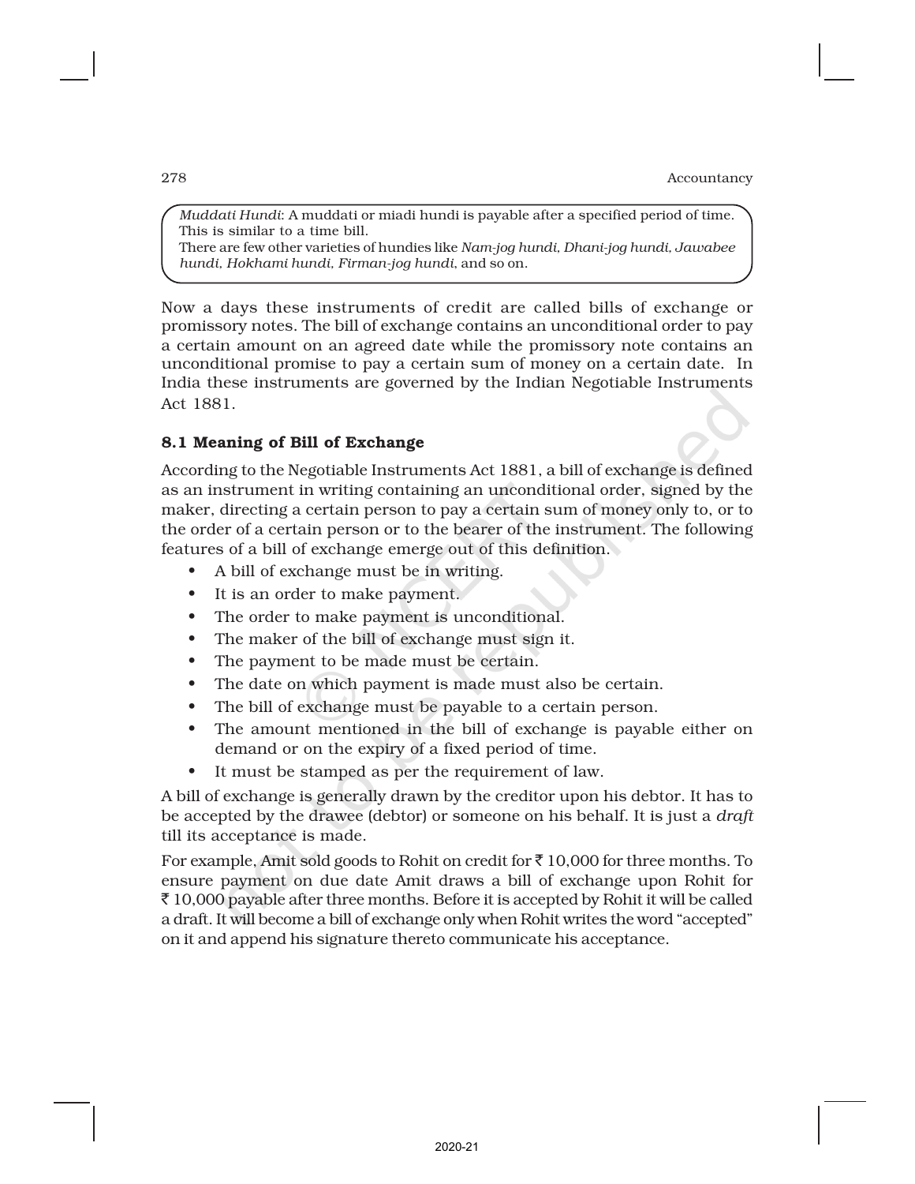*Muddati Hundi*: A muddati or miadi hundi is payable after a specified period of time. This is similar to a time bill.
There are few other varieties of hundies like *Nam-jog hundi, Dhani-jog hundi, Jawabee hundi, Hokhami hundi, Firman-jog hundi*, and so on.

Now a days these instruments of credit are called bills of exchange or promissory notes. The bill of exchange contains an unconditional order to pay a certain amount on an agreed date while the promissory note contains an unconditional promise to pay a certain sum of money on a certain date. In India these instruments are governed by the Indian Negotiable Instruments Act 1881.

## 8.1 Meaning of Bill of Exchange

According to the Negotiable Instruments Act 1881, a bill of exchange is defined as an instrument in writing containing an unconditional order, signed by the maker, directing a certain person to pay a certain sum of money only to, or to the order of a certain person or to the bearer of the instrument. The following features of a bill of exchange emerge out of this definition.

- A bill of exchange must be in writing.
- It is an order to make payment.
- The order to make payment is unconditional.
- The maker of the bill of exchange must sign it.
- The payment to be made must be certain.
- The date on which payment is made must also be certain.
- The bill of exchange must be payable to a certain person.
- The amount mentioned in the bill of exchange is payable either on demand or on the expiry of a fixed period of time.
- It must be stamped as per the requirement of law.

A bill of exchange is generally drawn by the creditor upon his debtor. It has to be accepted by the drawee (debtor) or someone on his behalf. It is just a *draft* till its acceptance is made.

For example, Amit sold goods to Rohit on credit for ₹ 10,000 for three months. To ensure payment on due date Amit draws a bill of exchange upon Rohit for ₹ 10,000 payable after three months. Before it is accepted by Rohit it will be called a draft. It will become a bill of exchange only when Rohit writes the word "accepted" on it and append his signature thereto communicate his acceptance.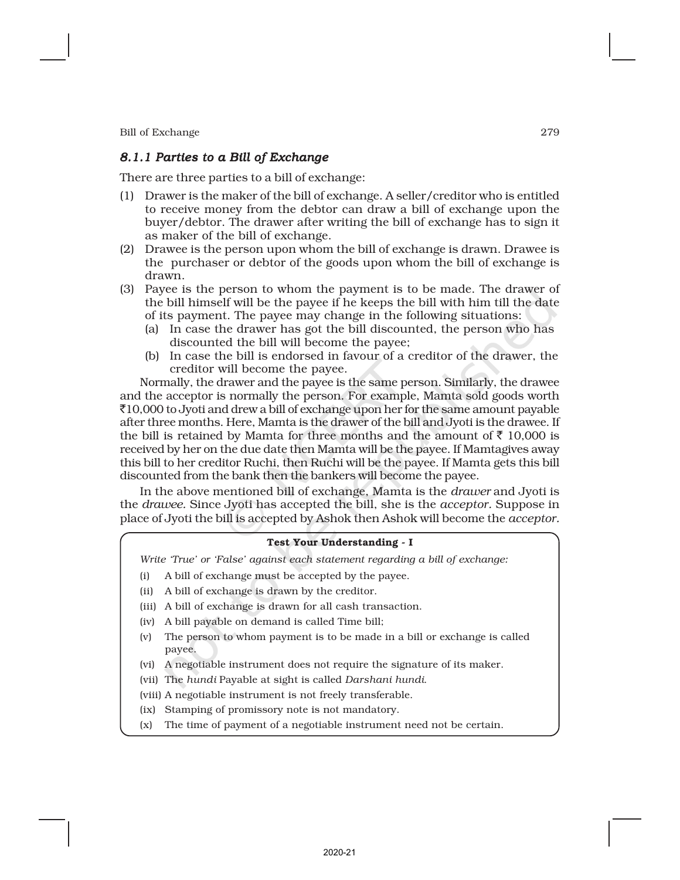### *8.1.1 Parties to a Bill of Exchange*

There are three parties to a bill of exchange:

(1) Drawer is the maker of the bill of exchange. A seller/creditor who is entitled to receive money from the debtor can draw a bill of exchange upon the buyer/debtor. The drawer after writing the bill of exchange has to sign it as maker of the bill of exchange.

(2) Drawee is the person upon whom the bill of exchange is drawn. Drawee is the purchaser or debtor of the goods upon whom the bill of exchange is drawn.

(3) Payee is the person to whom the payment is to be made. The drawer of the bill himself will be the payee if he keeps the bill with him till the date of its payment. The payee may change in the following situations:
   (a) In case the drawer has got the bill discounted, the person who has discounted the bill will become the payee;
   (b) In case the bill is endorsed in favour of a creditor of the drawer, the creditor will become the payee.

Normally, the drawer and the payee is the same person. Similarly, the drawee and the acceptor is normally the person. For example, Mamta sold goods worth ₹10,000 to Jyoti and drew a bill of exchange upon her for the same amount payable after three months. Here, Mamta is the drawer of the bill and Jyoti is the drawee. If the bill is retained by Mamta for three months and the amount of ₹ 10,000 is received by her on the due date then Mamta will be the payee. If Mamtagives away this bill to her creditor Ruchi, then Ruchi will be the payee. If Mamta gets this bill discounted from the bank then the bankers will become the payee.

In the above mentioned bill of exchange, Mamta is the *drawer* and Jyoti is the *drawee.* Since Jyoti has accepted the bill, she is the *acceptor.* Suppose in place of Jyoti the bill is accepted by Ashok then Ashok will become the *acceptor.*

**Test Your Understanding - I**

*Write 'True' or 'False' against each statement regarding a bill of exchange:*

(i) A bill of exchange must be accepted by the payee.
(ii) A bill of exchange is drawn by the creditor.
(iii) A bill of exchange is drawn for all cash transaction.
(iv) A bill payable on demand is called Time bill;
(v) The person to whom payment is to be made in a bill or exchange is called payee.
(vi) A negotiable instrument does not require the signature of its maker.
(vii) The *hundi* Payable at sight is called *Darshani hundi*.
(viii) A negotiable instrument is not freely transferable.
(ix) Stamping of promissory note is not mandatory.
(x) The time of payment of a negotiable instrument need not be certain.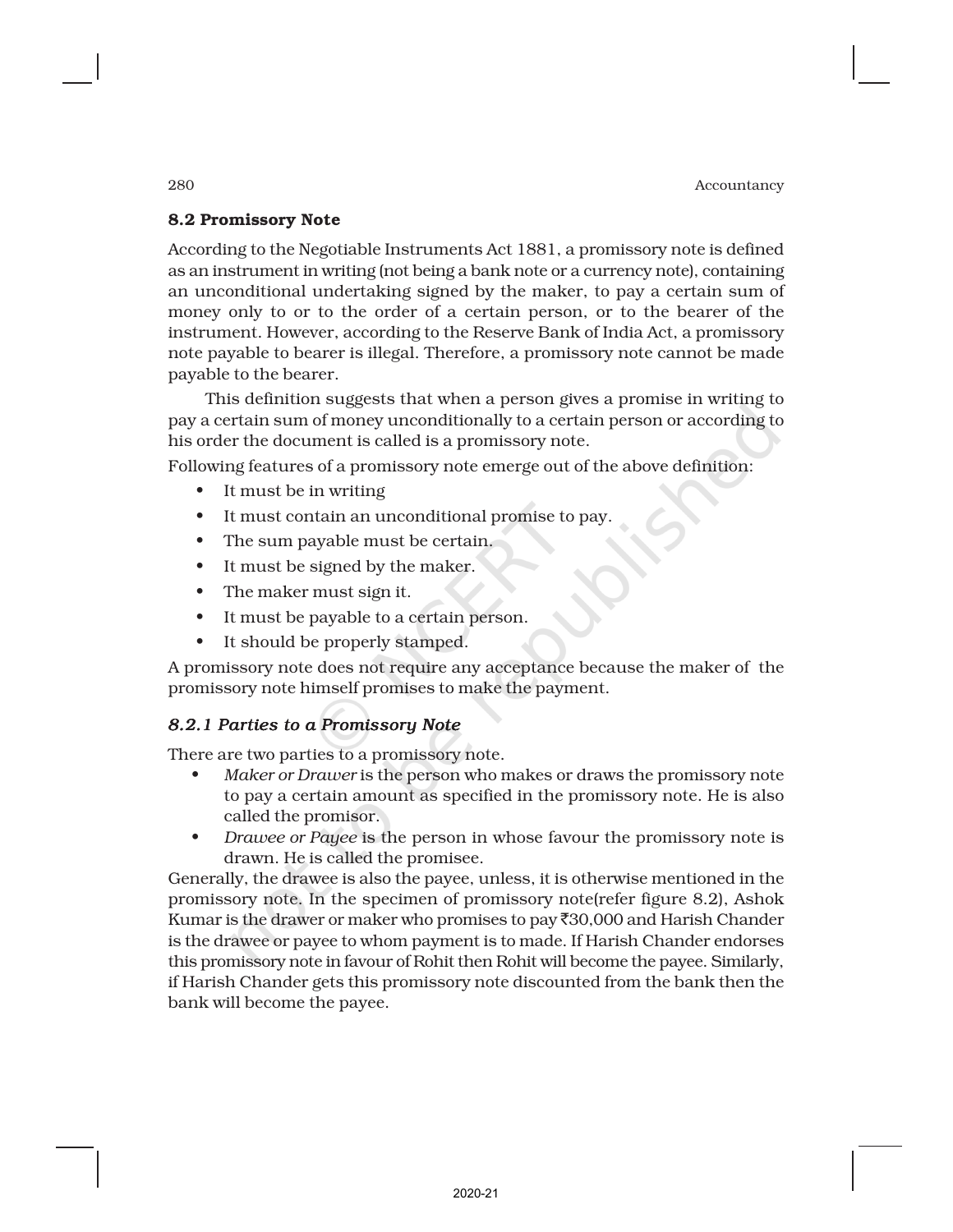### 8.2 Promissory Note

According to the Negotiable Instruments Act 1881, a promissory note is defined as an instrument in writing (not being a bank note or a currency note), containing an unconditional undertaking signed by the maker, to pay a certain sum of money only to or to the order of a certain person, or to the bearer of the instrument. However, according to the Reserve Bank of India Act, a promissory note payable to bearer is illegal. Therefore, a promissory note cannot be made payable to the bearer.

This definition suggests that when a person gives a promise in writing to pay a certain sum of money unconditionally to a certain person or according to his order the document is called is a promissory note.

Following features of a promissory note emerge out of the above definition:

- It must be in writing
- It must contain an unconditional promise to pay.
- The sum payable must be certain.
- It must be signed by the maker.
- The maker must sign it.
- It must be payable to a certain person.
- It should be properly stamped.

A promissory note does not require any acceptance because the maker of the promissory note himself promises to make the payment.

#### *8.2.1 Parties to a Promissory Note*

There are two parties to a promissory note.

- *Maker or Drawer* is the person who makes or draws the promissory note to pay a certain amount as specified in the promissory note. He is also called the promisor.
- *Drawee or Payee* is the person in whose favour the promissory note is drawn. He is called the promisee.

Generally, the drawee is also the payee, unless, it is otherwise mentioned in the promissory note. In the specimen of promissory note(refer figure 8.2), Ashok Kumar is the drawer or maker who promises to pay ₹30,000 and Harish Chander is the drawee or payee to whom payment is to made. If Harish Chander endorses this promissory note in favour of Rohit then Rohit will become the payee. Similarly, if Harish Chander gets this promissory note discounted from the bank then the bank will become the payee.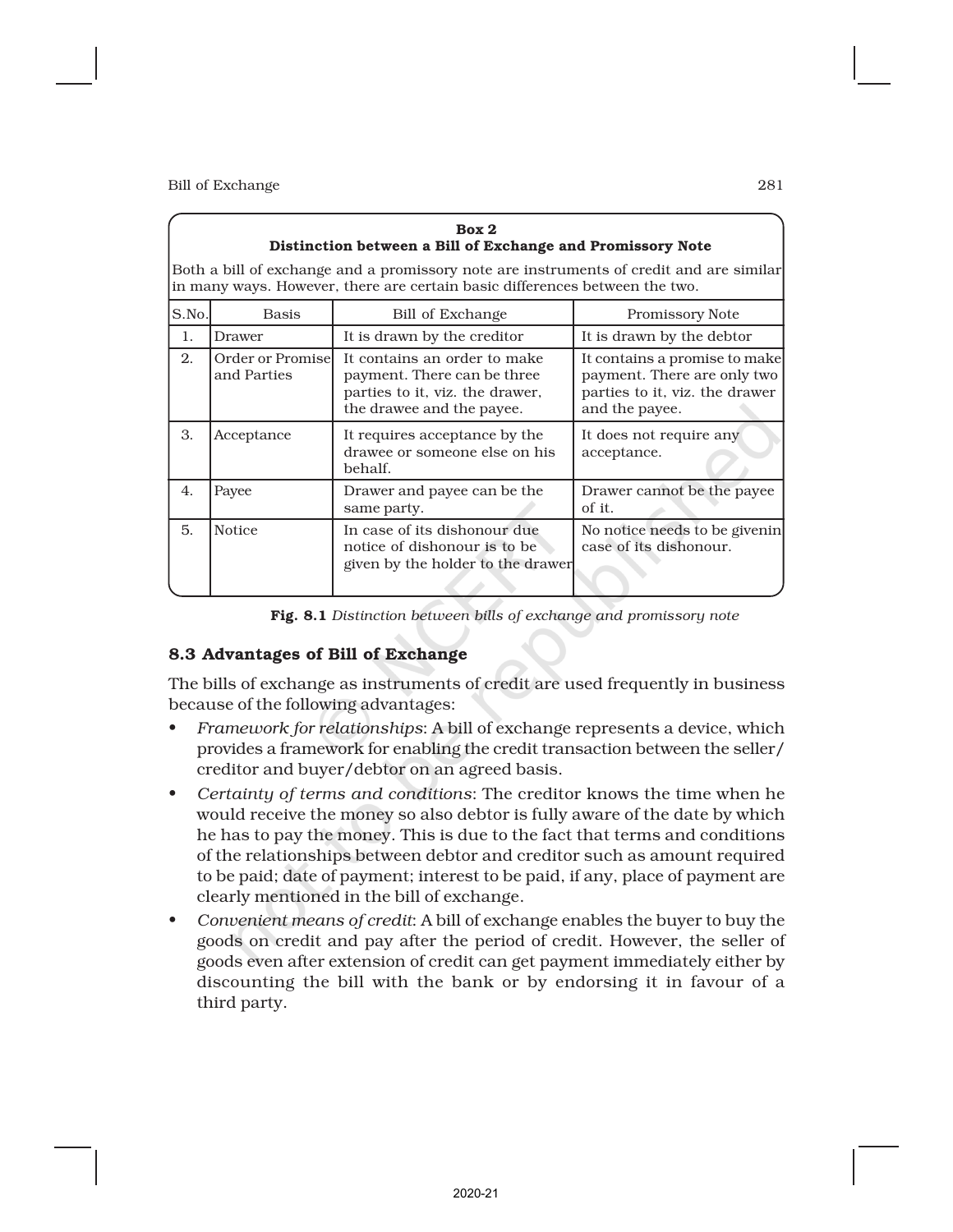**Box 2**
**Distinction between a Bill of Exchange and Promissory Note**

Both a bill of exchange and a promissory note are instruments of credit and are similar in many ways. However, there are certain basic differences between the two.

| S.No. | Basis | Bill of Exchange | Promissory Note |
|---|---|---|---|
| 1. | Drawer | It is drawn by the creditor | It is drawn by the debtor |
| 2. | Order or Promise and Parties | It contains an order to make payment. There can be three parties to it, viz. the drawer, the drawee and the payee. | It contains a promise to make payment. There are only two parties to it, viz. the drawer and the payee. |
| 3. | Acceptance | It requires acceptance by the drawee or someone else on his behalf. | It does not require any acceptance. |
| 4. | Payee | Drawer and payee can be the same party. | Drawer cannot be the payee of it. |
| 5. | Notice | In case of its dishonour due notice of dishonour is to be given by the holder to the drawer | No notice needs to be givenin case of its dishonour. |

**Fig. 8.1** *Distinction between bills of exchange and promissory note*

### 8.3 Advantages of Bill of Exchange

The bills of exchange as instruments of credit are used frequently in business because of the following advantages:

- *Framework for relationships*: A bill of exchange represents a device, which provides a framework for enabling the credit transaction between the seller/ creditor and buyer/debtor on an agreed basis.
- *Certainty of terms and conditions*: The creditor knows the time when he would receive the money so also debtor is fully aware of the date by which he has to pay the money. This is due to the fact that terms and conditions of the relationships between debtor and creditor such as amount required to be paid; date of payment; interest to be paid, if any, place of payment are clearly mentioned in the bill of exchange.
- *Convenient means of credit*: A bill of exchange enables the buyer to buy the goods on credit and pay after the period of credit. However, the seller of goods even after extension of credit can get payment immediately either by discounting the bill with the bank or by endorsing it in favour of a third party.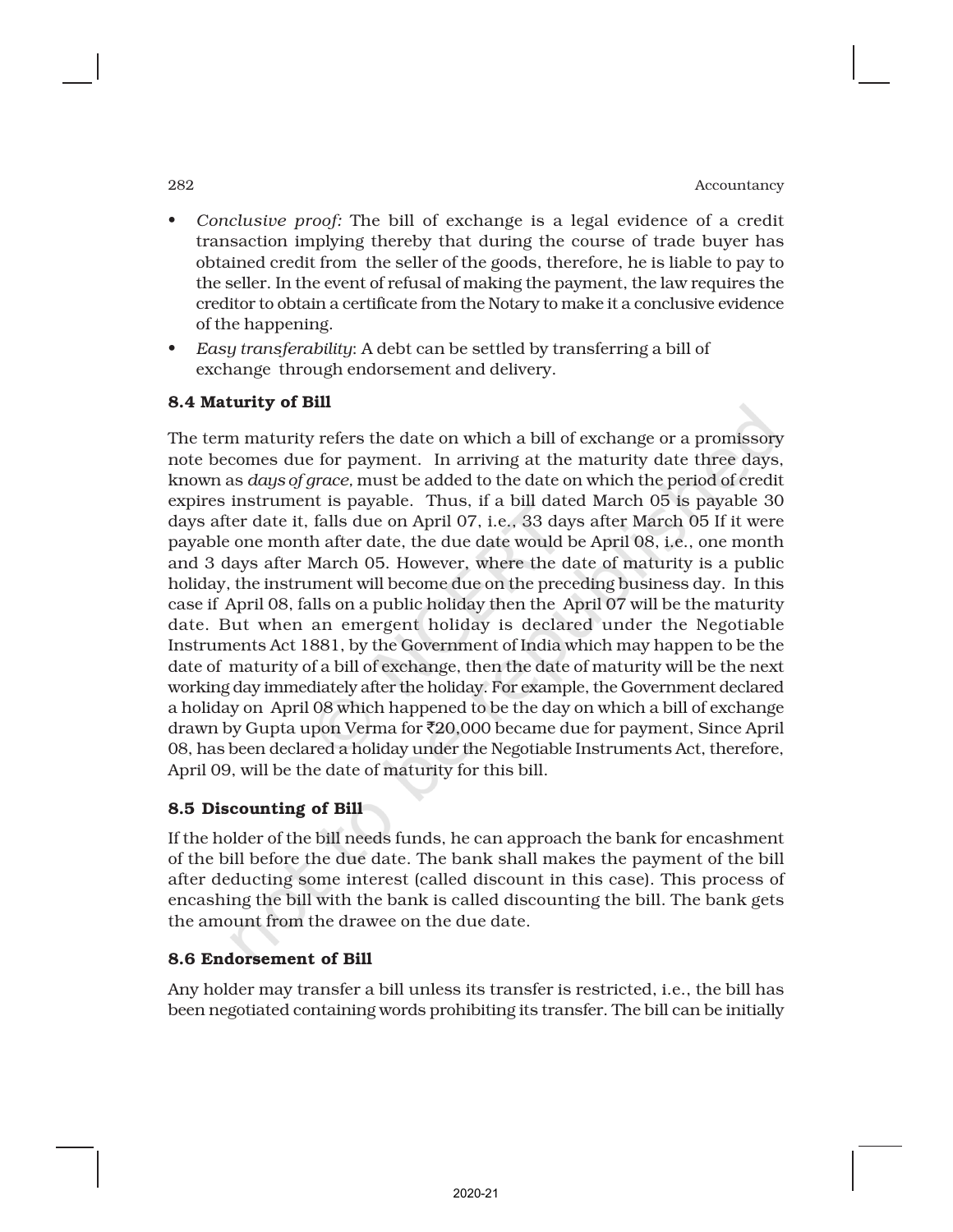- *Conclusive proof:* The bill of exchange is a legal evidence of a credit transaction implying thereby that during the course of trade buyer has obtained credit from the seller of the goods, therefore, he is liable to pay to the seller. In the event of refusal of making the payment, the law requires the creditor to obtain a certificate from the Notary to make it a conclusive evidence of the happening.
- *Easy transferability*: A debt can be settled by transferring a bill of exchange through endorsement and delivery.

### 8.4 Maturity of Bill

The term maturity refers the date on which a bill of exchange or a promissory note becomes due for payment. In arriving at the maturity date three days, known as *days of grace,* must be added to the date on which the period of credit expires instrument is payable. Thus, if a bill dated March 05 is payable 30 days after date it, falls due on April 07, i.e., 33 days after March 05 If it were payable one month after date, the due date would be April 08, i.e., one month and 3 days after March 05. However, where the date of maturity is a public holiday, the instrument will become due on the preceding business day. In this case if April 08, falls on a public holiday then the April 07 will be the maturity date. But when an emergent holiday is declared under the Negotiable Instruments Act 1881, by the Government of India which may happen to be the date of maturity of a bill of exchange, then the date of maturity will be the next working day immediately after the holiday. For example, the Government declared a holiday on April 08 which happened to be the day on which a bill of exchange drawn by Gupta upon Verma for ₹20,000 became due for payment, Since April 08, has been declared a holiday under the Negotiable Instruments Act, therefore, April 09, will be the date of maturity for this bill.

### 8.5 Discounting of Bill

If the holder of the bill needs funds, he can approach the bank for encashment of the bill before the due date. The bank shall makes the payment of the bill after deducting some interest (called discount in this case). This process of encashing the bill with the bank is called discounting the bill. The bank gets the amount from the drawee on the due date.

### 8.6 Endorsement of Bill

Any holder may transfer a bill unless its transfer is restricted, i.e., the bill has been negotiated containing words prohibiting its transfer. The bill can be initially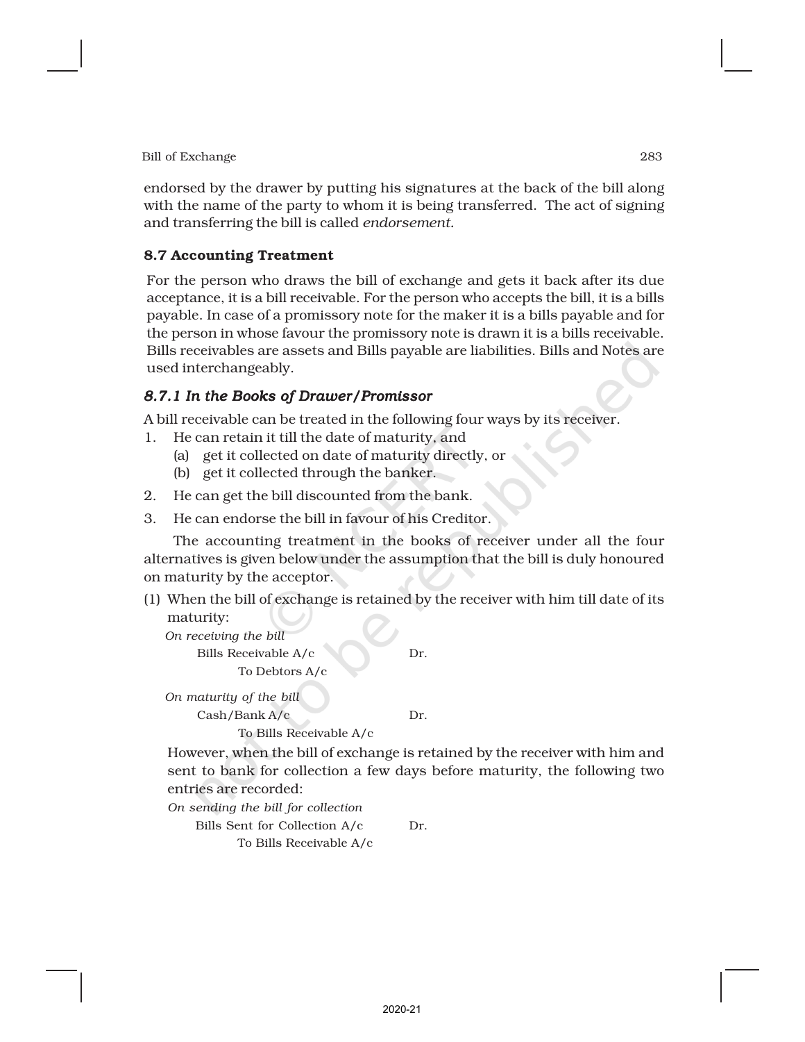endorsed by the drawer by putting his signatures at the back of the bill along with the name of the party to whom it is being transferred. The act of signing and transferring the bill is called *endorsement.*

## 8.7 Accounting Treatment

For the person who draws the bill of exchange and gets it back after its due acceptance, it is a bill receivable. For the person who accepts the bill, it is a bills payable. In case of a promissory note for the maker it is a bills payable and for the person in whose favour the promissory note is drawn it is a bills receivable. Bills receivables are assets and Bills payable are liabilities. Bills and Notes are used interchangeably.

### *8.7.1 In the Books of Drawer/Promissor*

A bill receivable can be treated in the following four ways by its receiver.

1. He can retain it till the date of maturity, and
   - (a) get it collected on date of maturity directly, or
   - (b) get it collected through the banker.
2. He can get the bill discounted from the bank.
3. He can endorse the bill in favour of his Creditor.

The accounting treatment in the books of receiver under all the four alternatives is given below under the assumption that the bill is duly honoured on maturity by the acceptor.

(1) When the bill of exchange is retained by the receiver with him till date of its maturity:

*On receiving the bill*

Bills Receivable A/c Dr.
  To Debtors A/c

*On maturity of the bill*

Cash/Bank A/c Dr.
  To Bills Receivable A/c

However, when the bill of exchange is retained by the receiver with him and sent to bank for collection a few days before maturity, the following two entries are recorded:

*On sending the bill for collection*

Bills Sent for Collection A/c Dr.
  To Bills Receivable A/c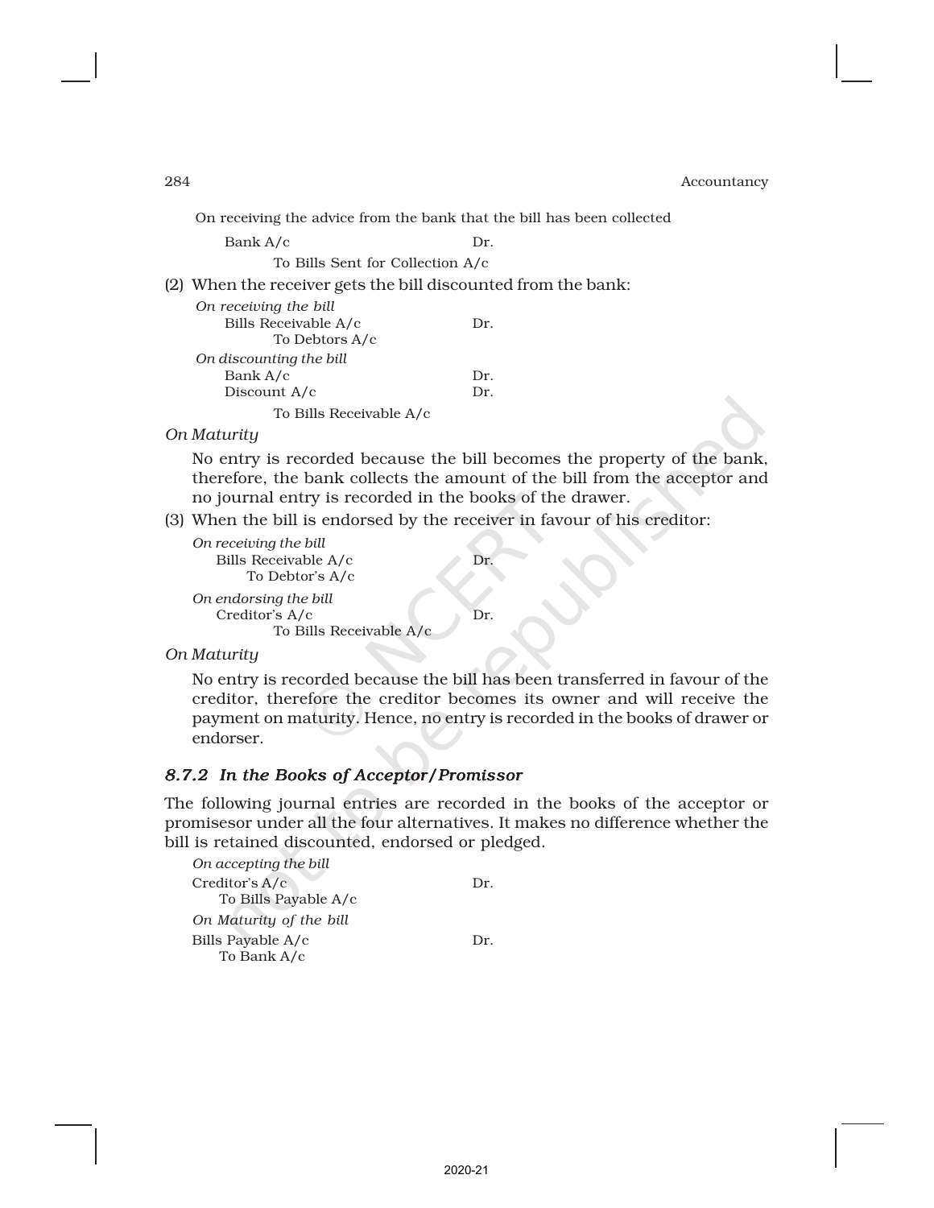On receiving the advice from the bank that the bill has been collected

Bank A/c Dr.
To Bills Sent for Collection A/c

(2) When the receiver gets the bill discounted from the bank:

*On receiving the bill*
Bills Receivable A/c Dr.
To Debtors A/c

*On discounting the bill*
Bank A/c Dr.
Discount A/c Dr.
To Bills Receivable A/c

*On Maturity*

No entry is recorded because the bill becomes the property of the bank, therefore, the bank collects the amount of the bill from the acceptor and no journal entry is recorded in the books of the drawer.

(3) When the bill is endorsed by the receiver in favour of his creditor:

*On receiving the bill*
Bills Receivable A/c Dr.
To Debtor's A/c

*On endorsing the bill*
Creditor's A/c Dr.
To Bills Receivable A/c

*On Maturity*

No entry is recorded because the bill has been transferred in favour of the creditor, therefore the creditor becomes its owner and will receive the payment on maturity. Hence, no entry is recorded in the books of drawer or endorser.

### *8.7.2 In the Books of Acceptor/Promissor*

The following journal entries are recorded in the books of the acceptor or promisesor under all the four alternatives. It makes no difference whether the bill is retained discounted, endorsed or pledged.

*On accepting the bill*
Creditor's A/c Dr.
To Bills Payable A/c

*On Maturity of the bill*
Bills Payable A/c Dr.
To Bank A/c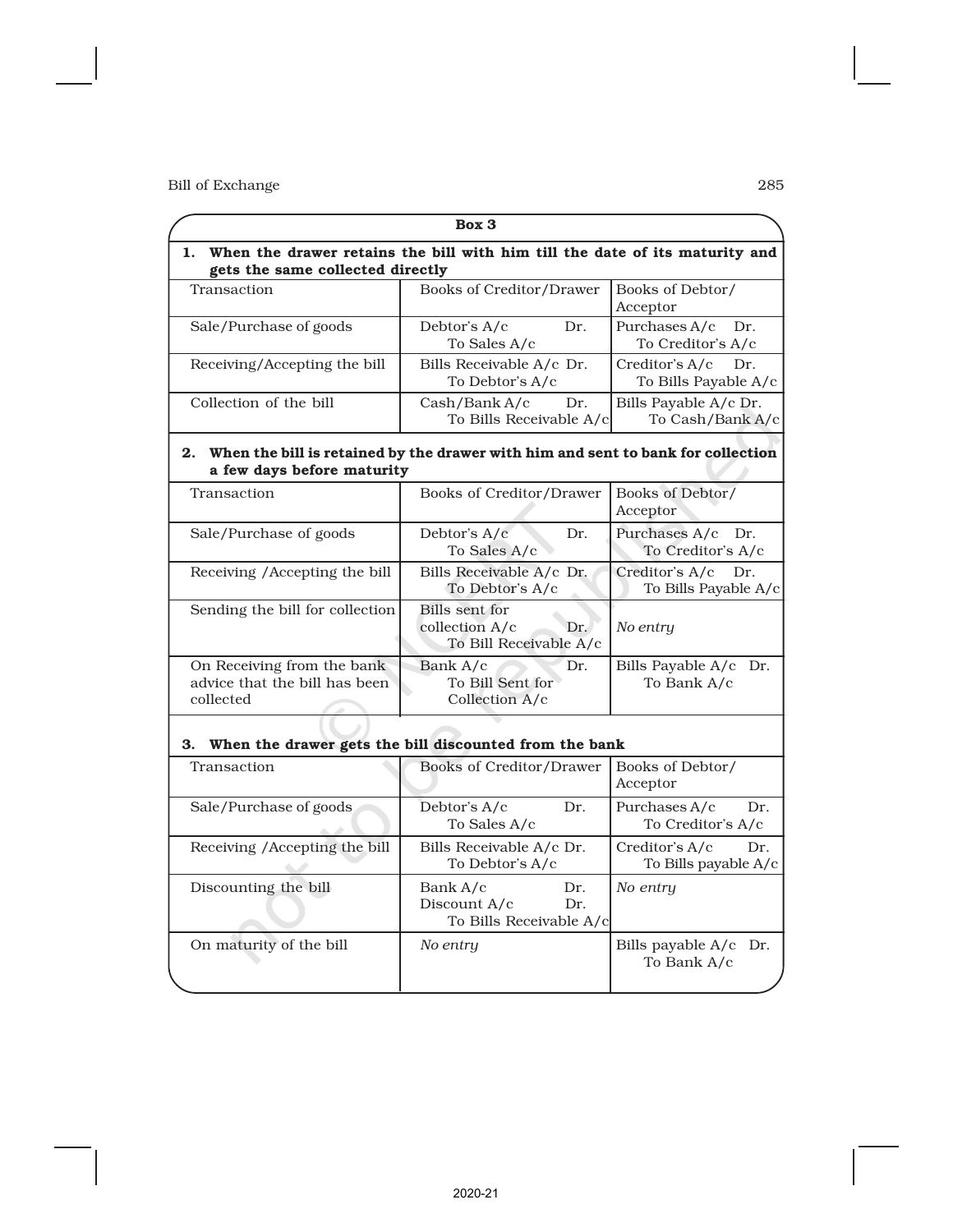**Box 3**

**1. When the drawer retains the bill with him till the date of its maturity and gets the same collected directly**

| Transaction | Books of Creditor/Drawer | Books of Debtor/ Acceptor |
|---|---|---|
| Sale/Purchase of goods | Debtor's A/c Dr.<br>To Sales A/c | Purchases A/c Dr.<br>To Creditor's A/c |
| Receiving/Accepting the bill | Bills Receivable A/c Dr.<br>To Debtor's A/c | Creditor's A/c Dr.<br>To Bills Payable A/c |
| Collection of the bill | Cash/Bank A/c Dr.<br>To Bills Receivable A/c | Bills Payable A/c Dr.<br>To Cash/Bank A/c |

**2. When the bill is retained by the drawer with him and sent to bank for collection a few days before maturity**

| Transaction | Books of Creditor/Drawer | Books of Debtor/ Acceptor |
|---|---|---|
| Sale/Purchase of goods | Debtor's A/c Dr.<br>To Sales A/c | Purchases A/c Dr.<br>To Creditor's A/c |
| Receiving /Accepting the bill | Bills Receivable A/c Dr.<br>To Debtor's A/c | Creditor's A/c Dr.<br>To Bills Payable A/c |
| Sending the bill for collection | Bills sent for collection A/c Dr.<br>To Bill Receivable A/c | *No entry* |
| On Receiving from the bank advice that the bill has been collected | Bank A/c Dr.<br>To Bill Sent for Collection A/c | Bills Payable A/c Dr.<br>To Bank A/c |

**3. When the drawer gets the bill discounted from the bank**

| Transaction | Books of Creditor/Drawer | Books of Debtor/ Acceptor |
|---|---|---|
| Sale/Purchase of goods | Debtor's A/c Dr.<br>To Sales A/c | Purchases A/c Dr.<br>To Creditor's A/c |
| Receiving /Accepting the bill | Bills Receivable A/c Dr.<br>To Debtor's A/c | Creditor's A/c Dr.<br>To Bills payable A/c |
| Discounting the bill | Bank A/c Dr.<br>Discount A/c Dr.<br>To Bills Receivable A/c | *No entry* |
| On maturity of the bill | *No entry* | Bills payable A/c Dr.<br>To Bank A/c |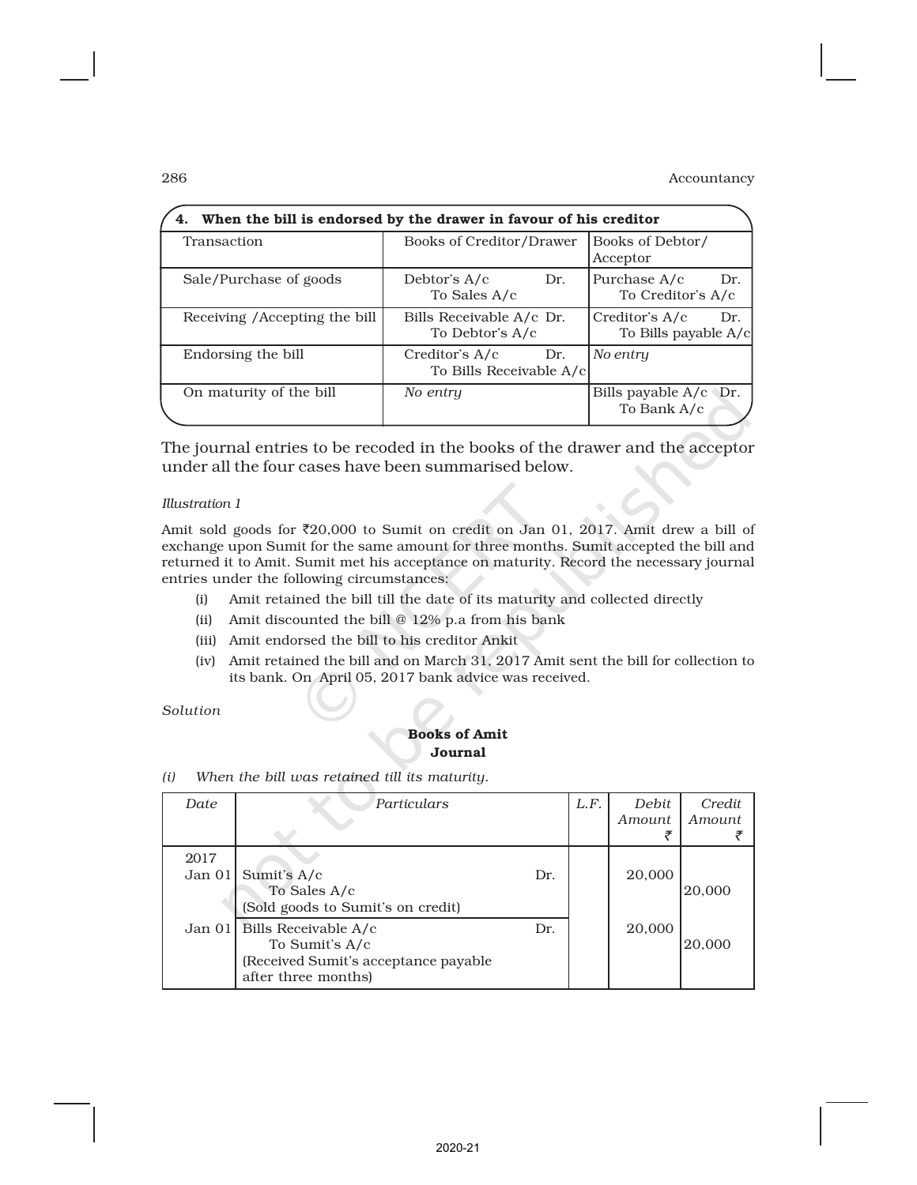**4. When the bill is endorsed by the drawer in favour of his creditor**

| Transaction | Books of Creditor/Drawer | Books of Debtor/ Acceptor |
|---|---|---|
| Sale/Purchase of goods | Debtor's A/c Dr.<br>To Sales A/c | Purchase A/c Dr.<br>To Creditor's A/c |
| Receiving /Accepting the bill | Bills Receivable A/c Dr.<br>To Debtor's A/c | Creditor's A/c Dr.<br>To Bills payable A/c |
| Endorsing the bill | Creditor's A/c Dr.<br>To Bills Receivable A/c | *No entry* |
| On maturity of the bill | *No entry* | Bills payable A/c Dr.<br>To Bank A/c |

The journal entries to be recoded in the books of the drawer and the acceptor under all the four cases have been summarised below.

*Illustration 1*

Amit sold goods for ₹20,000 to Sumit on credit on Jan 01, 2017. Amit drew a bill of exchange upon Sumit for the same amount for three months. Sumit accepted the bill and returned it to Amit. Sumit met his acceptance on maturity. Record the necessary journal entries under the following circumstances:

(i) Amit retained the bill till the date of its maturity and collected directly

(ii) Amit discounted the bill @ 12% p.a from his bank

(iii) Amit endorsed the bill to his creditor Ankit

(iv) Amit retained the bill and on March 31, 2017 Amit sent the bill for collection to its bank. On April 05, 2017 bank advice was received.

*Solution*

**Books of Amit**
**Journal**

*(i) When the bill was retained till its maturity.*

| Date | Particulars | L.F. | Debit Amount ₹ | Credit Amount ₹ |
|---|---|---|---|---|
| 2017<br>Jan 01 | Sumit's A/c Dr.<br>To Sales A/c<br>(Sold goods to Sumit's on credit) | | 20,000 | 20,000 |
| Jan 01 | Bills Receivable A/c Dr.<br>To Sumit's A/c<br>(Received Sumit's acceptance payable after three months) | | 20,000 | 20,000 |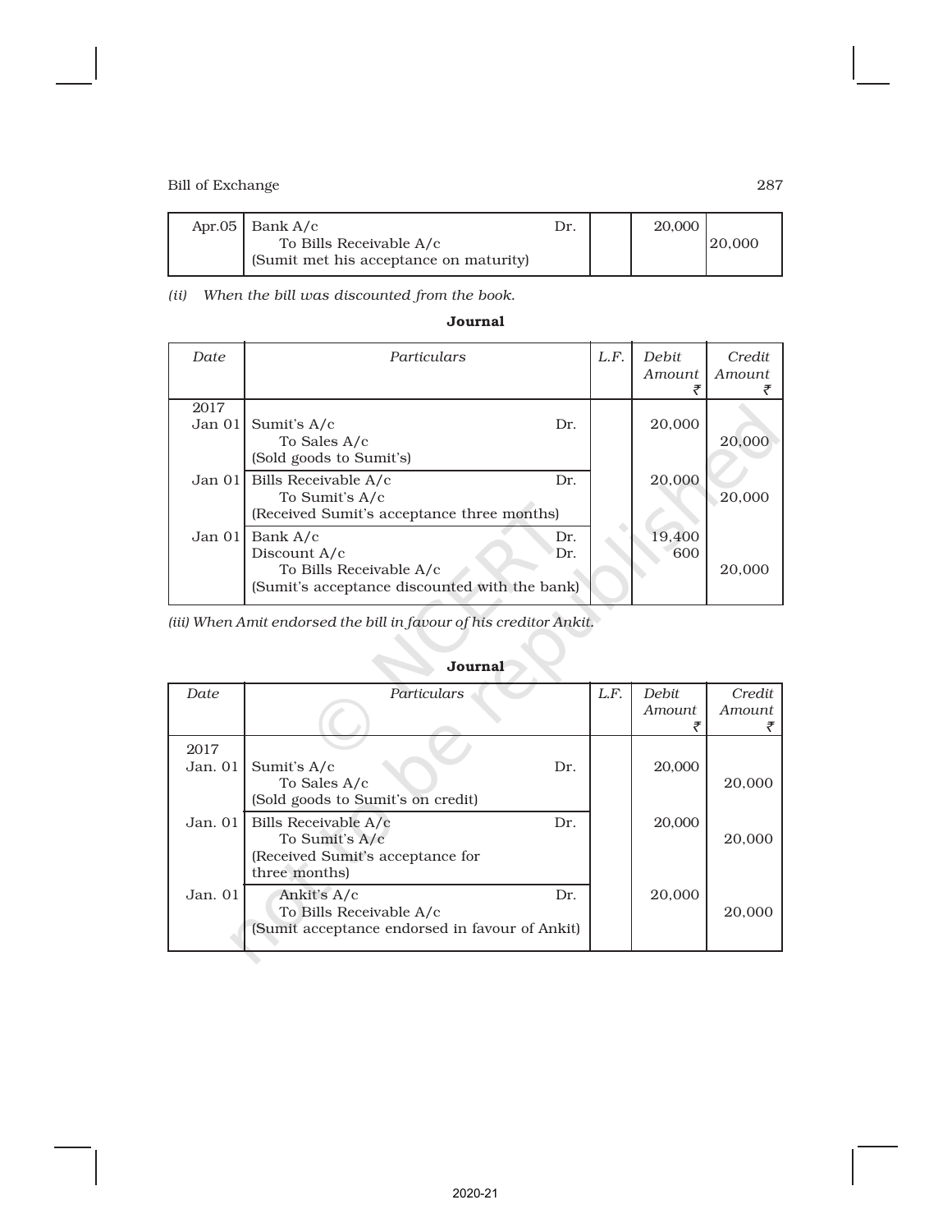| | | | | |
|---|---|---|---|---|
| Apr.05 | Bank A/c Dr.<br>To Bills Receivable A/c<br>(Sumit met his acceptance on maturity) | | 20,000 | 20,000 |

*(ii) When the bill was discounted from the book.*

**Journal**

| *Date* | *Particulars* | *L.F.* | *Debit Amount* ₹ | *Credit Amount* ₹ |
|---|---|---|---|---|
| 2017<br>Jan 01 | Sumit's A/c Dr.<br>To Sales A/c<br>(Sold goods to Sumit's) | | 20,000 | 20,000 |
| Jan 01 | Bills Receivable A/c Dr.<br>To Sumit's A/c<br>(Received Sumit's acceptance three months) | | 20,000 | 20,000 |
| Jan 01 | Bank A/c Dr.<br>Discount A/c Dr.<br>To Bills Receivable A/c<br>(Sumit's acceptance discounted with the bank) | | 19,400<br>600 | 20,000 |

*(iii) When Amit endorsed the bill in favour of his creditor Ankit.*

**Journal**

| *Date* | *Particulars* | *L.F.* | *Debit Amount* ₹ | *Credit Amount* ₹ |
|---|---|---|---|---|
| 2017<br>Jan. 01 | Sumit's A/c Dr.<br>To Sales A/c<br>(Sold goods to Sumit's on credit) | | 20,000 | 20,000 |
| Jan. 01 | Bills Receivable A/c Dr.<br>To Sumit's A/c<br>(Received Sumit's acceptance for three months) | | 20,000 | 20,000 |
| Jan. 01 | Ankit's A/c Dr.<br>To Bills Receivable A/c<br>(Sumit acceptance endorsed in favour of Ankit) | | 20,000 | 20,000 |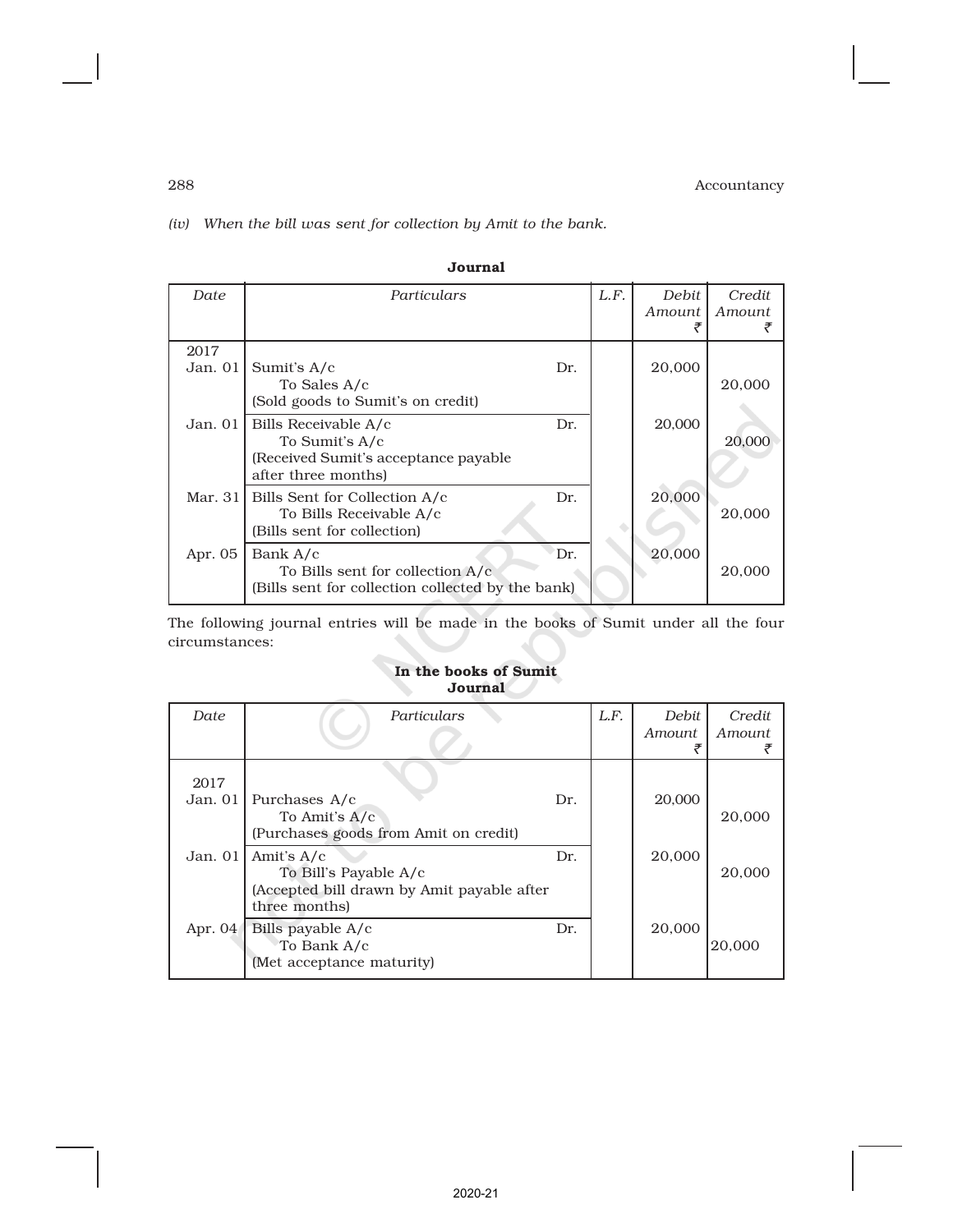*(iv) When the bill was sent for collection by Amit to the bank.*

**Journal**

| *Date* | *Particulars* | *L.F.* | *Debit Amount* ₹ | *Credit Amount* ₹ |
|---|---|---|---|---|
| 2017 Jan. 01 | Sumit's A/c Dr.<br>To Sales A/c<br>(Sold goods to Sumit's on credit) | | 20,000 | 20,000 |
| Jan. 01 | Bills Receivable A/c Dr.<br>To Sumit's A/c<br>(Received Sumit's acceptance payable after three months) | | 20,000 | 20,000 |
| Mar. 31 | Bills Sent for Collection A/c Dr.<br>To Bills Receivable A/c<br>(Bills sent for collection) | | 20,000 | 20,000 |
| Apr. 05 | Bank A/c Dr.<br>To Bills sent for collection A/c<br>(Bills sent for collection collected by the bank) | | 20,000 | 20,000 |

The following journal entries will be made in the books of Sumit under all the four circumstances:

**In the books of Sumit**
**Journal**

| *Date* | *Particulars* | *L.F.* | *Debit Amount* ₹ | *Credit Amount* ₹ |
|---|---|---|---|---|
| 2017 Jan. 01 | Purchases A/c Dr.<br>To Amit's A/c<br>(Purchases goods from Amit on credit) | | 20,000 | 20,000 |
| Jan. 01 | Amit's A/c Dr.<br>To Bill's Payable A/c<br>(Accepted bill drawn by Amit payable after three months) | | 20,000 | 20,000 |
| Apr. 04 | Bills payable A/c Dr.<br>To Bank A/c<br>(Met acceptance maturity) | | 20,000 | 20,000 |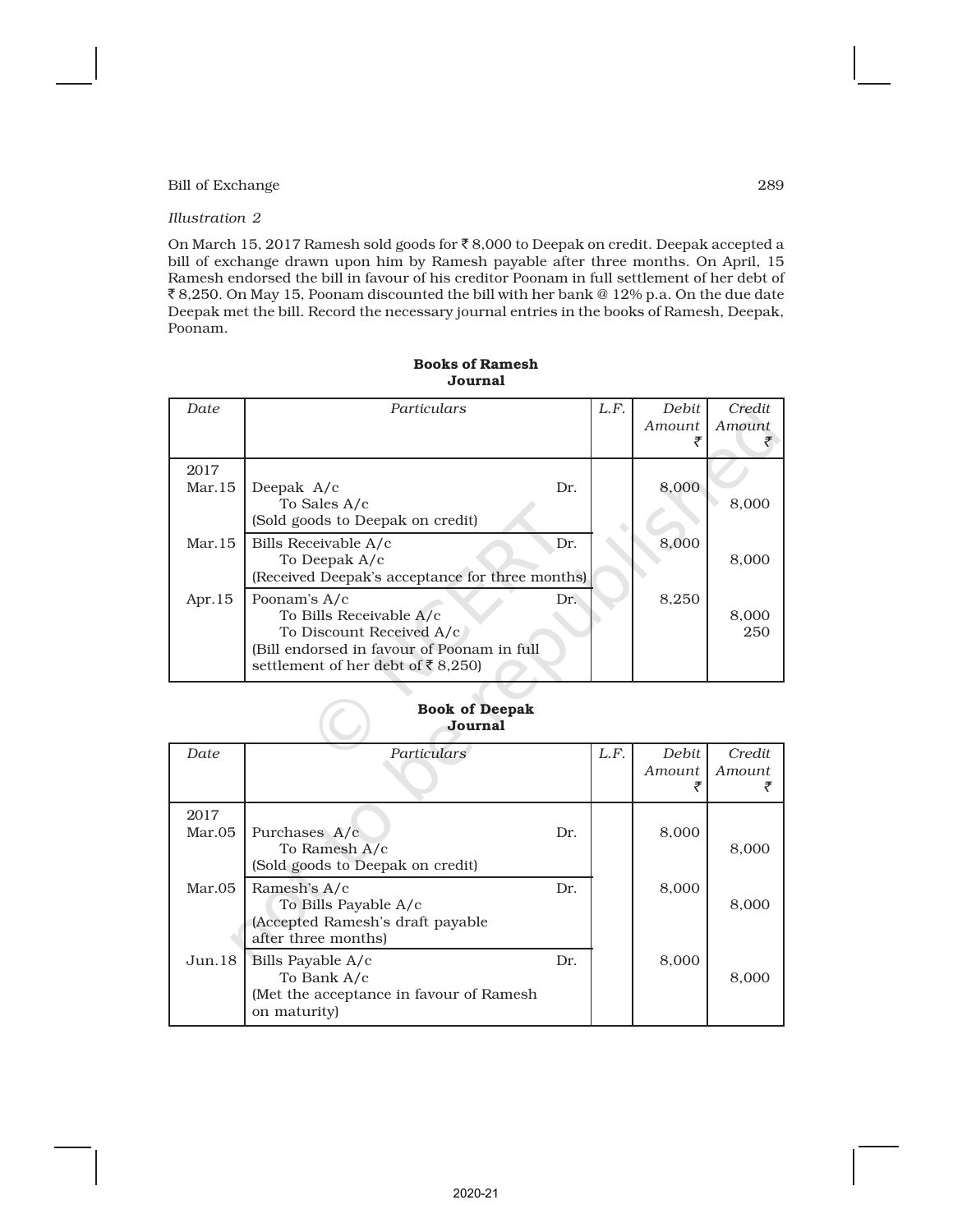*Illustration 2*

On March 15, 2017 Ramesh sold goods for ₹ 8,000 to Deepak on credit. Deepak accepted a bill of exchange drawn upon him by Ramesh payable after three months. On April, 15 Ramesh endorsed the bill in favour of his creditor Poonam in full settlement of her debt of ₹ 8,250. On May 15, Poonam discounted the bill with her bank @ 12% p.a. On the due date Deepak met the bill. Record the necessary journal entries in the books of Ramesh, Deepak, Poonam.

**Books of Ramesh**
**Journal**

| Date | Particulars | | L.F. | Debit Amount ₹ | Credit Amount ₹ |
|---|---|---|---|---|---|
| 2017 Mar.15 | Deepak A/c<br>To Sales A/c<br>(Sold goods to Deepak on credit) | Dr. | | 8,000 | 8,000 |
| Mar.15 | Bills Receivable A/c<br>To Deepak A/c<br>(Received Deepak's acceptance for three months) | Dr. | | 8,000 | 8,000 |
| Apr.15 | Poonam's A/c<br>To Bills Receivable A/c<br>To Discount Received A/c<br>(Bill endorsed in favour of Poonam in full settlement of her debt of ₹ 8,250) | Dr. | | 8,250 | 8,000<br>250 |

**Book of Deepak**
**Journal**

| Date | Particulars | | L.F. | Debit Amount ₹ | Credit Amount ₹ |
|---|---|---|---|---|---|
| 2017 Mar.05 | Purchases A/c<br>To Ramesh A/c<br>(Sold goods to Deepak on credit) | Dr. | | 8,000 | 8,000 |
| Mar.05 | Ramesh's A/c<br>To Bills Payable A/c<br>(Accepted Ramesh's draft payable after three months) | Dr. | | 8,000 | 8,000 |
| Jun.18 | Bills Payable A/c<br>To Bank A/c<br>(Met the acceptance in favour of Ramesh on maturity) | Dr. | | 8,000 | 8,000 |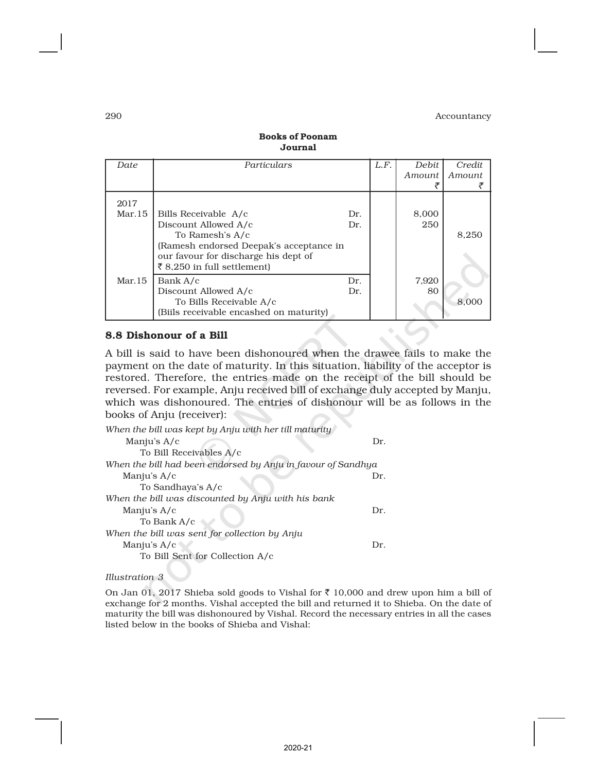**Books of Poonam**
**Journal**

| Date | Particulars | | L.F. | Debit Amount ₹ | Credit Amount ₹ |
|---|---|---|---|---|---|
| 2017 Mar.15 | Bills Receivable A/c | Dr. | | 8,000 | |
| | Discount Allowed A/c | Dr. | | 250 | |
| | To Ramesh's A/c | | | | 8,250 |
| | (Ramesh endorsed Deepak's acceptance in our favour for discharge his dept of ₹ 8,250 in full settlement) | | | | |
| Mar.15 | Bank A/c | Dr. | | 7,920 | |
| | Discount Allowed A/c | Dr. | | 80 | |
| | To Bills Receivable A/c | | | | 8,000 |
| | (Biils receivable encashed on maturity) | | | | |

## 8.8 Dishonour of a Bill

A bill is said to have been dishonoured when the drawee fails to make the payment on the date of maturity. In this situation, liability of the acceptor is restored. Therefore, the entries made on the receipt of the bill should be reversed. For example, Anju received bill of exchange duly accepted by Manju, which was dishonoured. The entries of dishonour will be as follows in the books of Anju (receiver):

*When the bill was kept by Anju with her till maturity*

Manju's A/c Dr.
  To Bill Receivables A/c

*When the bill had been endorsed by Anju in favour of Sandhya*

Manju's A/c Dr.
  To Sandhaya's A/c

*When the bill was discounted by Anju with his bank*

Manju's A/c Dr.
  To Bank A/c

*When the bill was sent for collection by Anju*

Manju's A/c Dr.
  To Bill Sent for Collection A/c

*Illustration 3*

On Jan 01, 2017 Shieba sold goods to Vishal for ₹ 10,000 and drew upon him a bill of exchange for 2 months. Vishal accepted the bill and returned it to Shieba. On the date of maturity the bill was dishonoured by Vishal. Record the necessary entries in all the cases listed below in the books of Shieba and Vishal: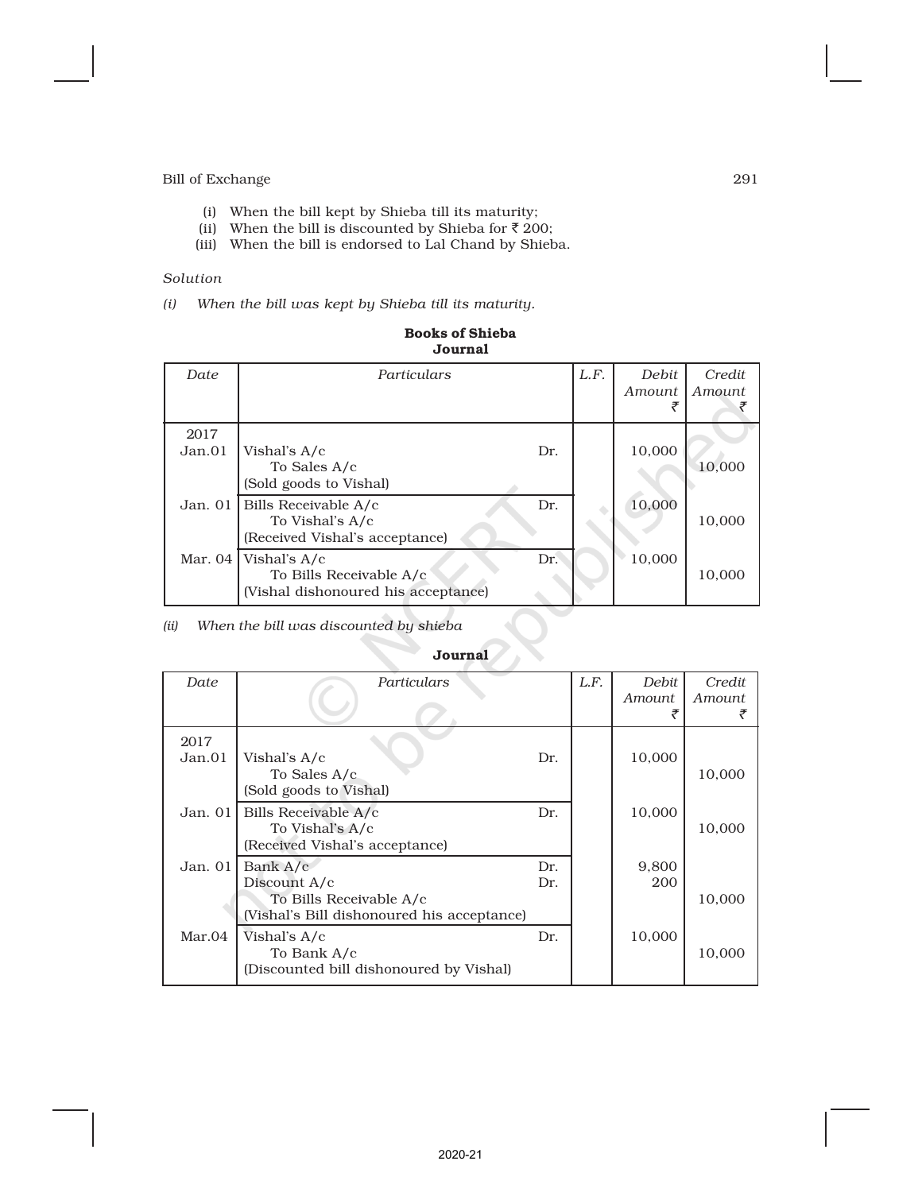(i) When the bill kept by Shieba till its maturity;
(ii) When the bill is discounted by Shieba for ₹ 200;
(iii) When the bill is endorsed to Lal Chand by Shieba.

*Solution*

*(i) When the bill was kept by Shieba till its maturity.*

**Books of Shieba**
**Journal**

| Date | Particulars | | L.F. | Debit Amount ₹ | Credit Amount ₹ |
|---|---|---|---|---|---|
| 2017 Jan.01 | Vishal's A/c<br>To Sales A/c<br>(Sold goods to Vishal) | Dr. | | 10,000 | 10,000 |
| Jan. 01 | Bills Receivable A/c<br>To Vishal's A/c<br>(Received Vishal's acceptance) | Dr. | | 10,000 | 10,000 |
| Mar. 04 | Vishal's A/c<br>To Bills Receivable A/c<br>(Vishal dishonoured his acceptance) | Dr. | | 10,000 | 10,000 |

*(ii) When the bill was discounted by shieba*

**Journal**

| Date | Particulars | | L.F. | Debit Amount ₹ | Credit Amount ₹ |
|---|---|---|---|---|---|
| 2017 Jan.01 | Vishal's A/c<br>To Sales A/c<br>(Sold goods to Vishal) | Dr. | | 10,000 | 10,000 |
| Jan. 01 | Bills Receivable A/c<br>To Vishal's A/c<br>(Received Vishal's acceptance) | Dr. | | 10,000 | 10,000 |
| Jan. 01 | Bank A/c<br>Discount A/c<br>To Bills Receivable A/c<br>(Vishal's Bill dishonoured his acceptance) | Dr.<br>Dr. | | 9,800<br>200 | 10,000 |
| Mar.04 | Vishal's A/c<br>To Bank A/c<br>(Discounted bill dishonoured by Vishal) | Dr. | | 10,000 | 10,000 |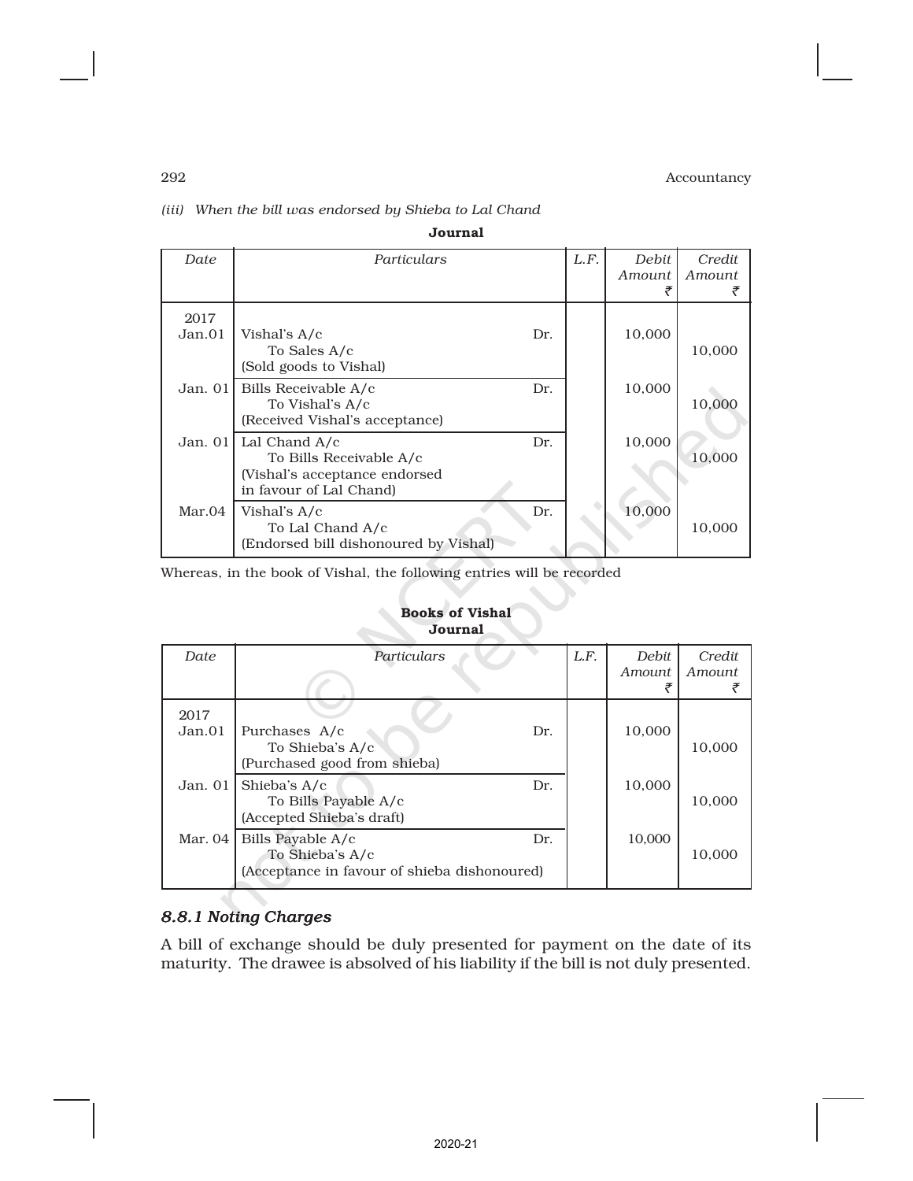*(iii) When the bill was endorsed by Shieba to Lal Chand*

**Journal**

| Date | Particulars | | L.F. | Debit Amount ₹ | Credit Amount ₹ |
|---|---|---|---|---|---|
| 2017 Jan.01 | Vishal's A/c<br>To Sales A/c<br>(Sold goods to Vishal) | Dr. | | 10,000 | 10,000 |
| Jan. 01 | Bills Receivable A/c<br>To Vishal's A/c<br>(Received Vishal's acceptance) | Dr. | | 10,000 | 10,000 |
| Jan. 01 | Lal Chand A/c<br>To Bills Receivable A/c<br>(Vishal's acceptance endorsed in favour of Lal Chand) | Dr. | | 10,000 | 10,000 |
| Mar.04 | Vishal's A/c<br>To Lal Chand A/c<br>(Endorsed bill dishonoured by Vishal) | Dr. | | 10,000 | 10,000 |

Whereas, in the book of Vishal, the following entries will be recorded

**Books of Vishal**
**Journal**

| Date | Particulars | | L.F. | Debit Amount ₹ | Credit Amount ₹ |
|---|---|---|---|---|---|
| 2017 Jan.01 | Purchases A/c<br>To Shieba's A/c<br>(Purchased good from shieba) | Dr. | | 10,000 | 10,000 |
| Jan. 01 | Shieba's A/c<br>To Bills Payable A/c<br>(Accepted Shieba's draft) | Dr. | | 10,000 | 10,000 |
| Mar. 04 | Bills Payable A/c<br>To Shieba's A/c<br>(Acceptance in favour of shieba dishonoured) | Dr. | | 10,000 | 10,000 |

### *8.8.1 Noting Charges*

A bill of exchange should be duly presented for payment on the date of its maturity. The drawee is absolved of his liability if the bill is not duly presented.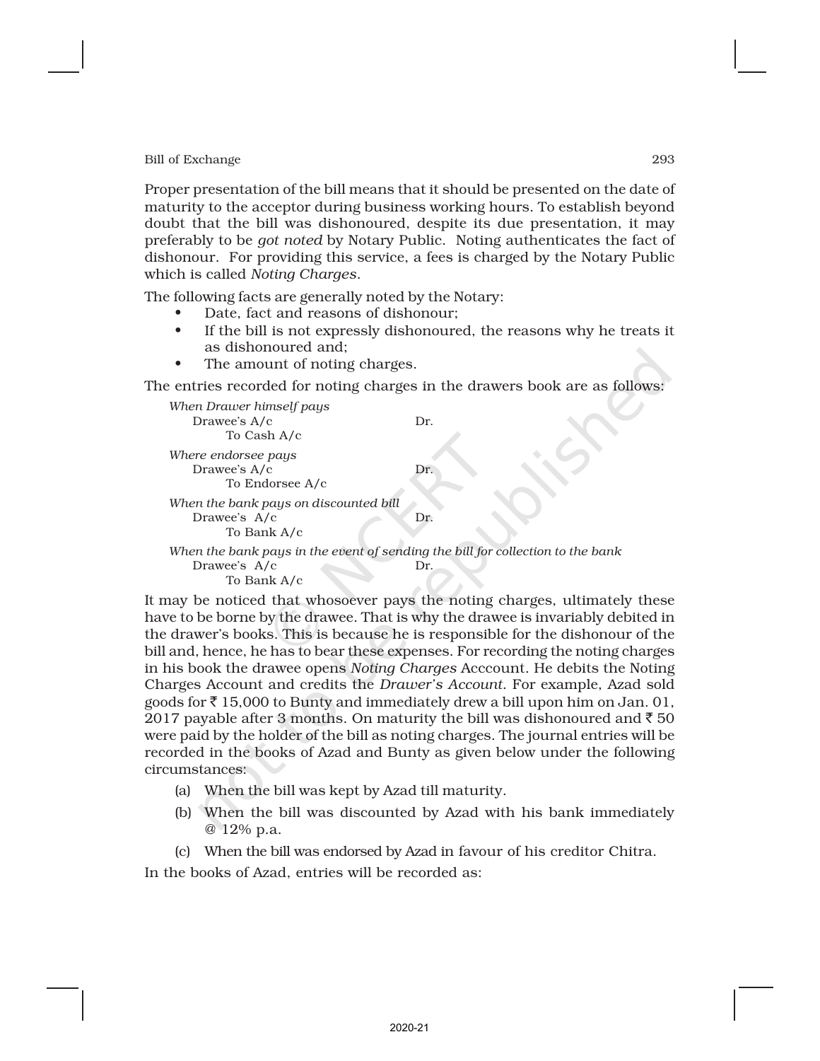Proper presentation of the bill means that it should be presented on the date of maturity to the acceptor during business working hours. To establish beyond doubt that the bill was dishonoured, despite its due presentation, it may preferably to be *got noted* by Notary Public. Noting authenticates the fact of dishonour. For providing this service, a fees is charged by the Notary Public which is called *Noting Charges*.

The following facts are generally noted by the Notary:

- Date, fact and reasons of dishonour;
- If the bill is not expressly dishonoured, the reasons why he treats it as dishonoured and;
- The amount of noting charges.

The entries recorded for noting charges in the drawers book are as follows:

*When Drawer himself pays*

Drawee's A/c Dr.
  To Cash A/c

*Where endorsee pays*

Drawee's A/c Dr.
  To Endorsee A/c

*When the bank pays on discounted bill*

Drawee's A/c Dr.
  To Bank A/c

*When the bank pays in the event of sending the bill for collection to the bank*

Drawee's A/c Dr.
  To Bank A/c

It may be noticed that whosoever pays the noting charges, ultimately these have to be borne by the drawee. That is why the drawee is invariably debited in the drawer's books. This is because he is responsible for the dishonour of the bill and, hence, he has to bear these expenses. For recording the noting charges in his book the drawee opens *Noting Charges* Acccount. He debits the Noting Charges Account and credits the *Drawer's Account*. For example, Azad sold goods for ₹ 15,000 to Bunty and immediately drew a bill upon him on Jan. 01, 2017 payable after 3 months. On maturity the bill was dishonoured and ₹ 50 were paid by the holder of the bill as noting charges. The journal entries will be recorded in the books of Azad and Bunty as given below under the following circumstances:

(a) When the bill was kept by Azad till maturity.

(b) When the bill was discounted by Azad with his bank immediately @ 12% p.a.

(c) When the bill was endorsed by Azad in favour of his creditor Chitra.

In the books of Azad, entries will be recorded as: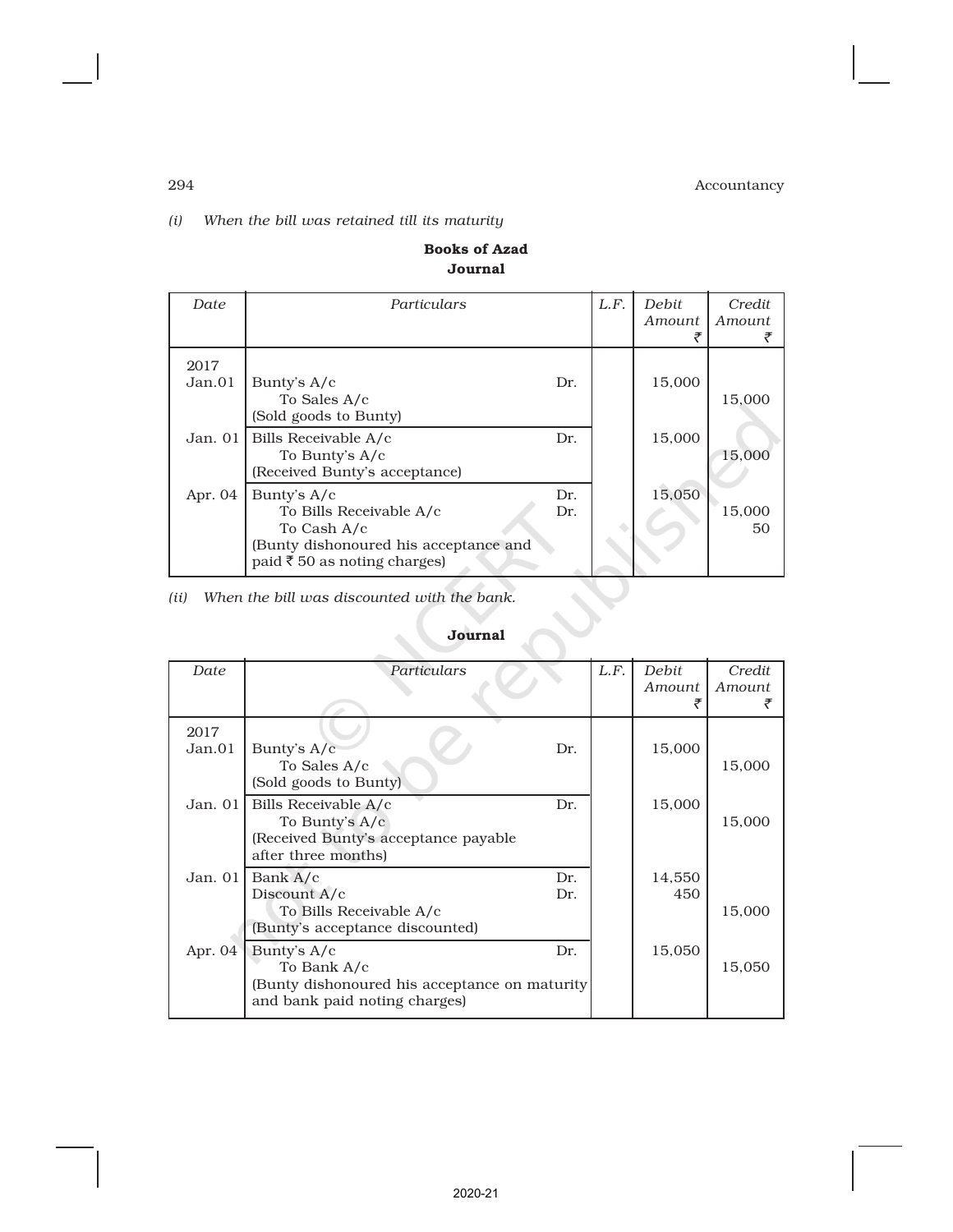*(i) When the bill was retained till its maturity*

**Books of Azad**
**Journal**

| Date | Particulars | L.F. | Debit Amount ₹ | Credit Amount ₹ |
|---|---|---|---|---|
| 2017 Jan.01 | Bunty's A/c Dr.<br>To Sales A/c<br>(Sold goods to Bunty) | | 15,000 | 15,000 |
| Jan. 01 | Bills Receivable A/c Dr.<br>To Bunty's A/c<br>(Received Bunty's acceptance) | | 15,000 | 15,000 |
| Apr. 04 | Bunty's A/c Dr.<br>To Bills Receivable A/c Dr.<br>To Cash A/c<br>(Bunty dishonoured his acceptance and paid ₹ 50 as noting charges) | | 15,050 | 15,000<br>50 |

*(ii) When the bill was discounted with the bank.*

**Journal**

| Date | Particulars | L.F. | Debit Amount ₹ | Credit Amount ₹ |
|---|---|---|---|---|
| 2017 Jan.01 | Bunty's A/c Dr.<br>To Sales A/c<br>(Sold goods to Bunty) | | 15,000 | 15,000 |
| Jan. 01 | Bills Receivable A/c Dr.<br>To Bunty's A/c<br>(Received Bunty's acceptance payable after three months) | | 15,000 | 15,000 |
| Jan. 01 | Bank A/c Dr.<br>Discount A/c Dr.<br>To Bills Receivable A/c<br>(Bunty's acceptance discounted) | | 14,550<br>450 | 15,000 |
| Apr. 04 | Bunty's A/c Dr.<br>To Bank A/c<br>(Bunty dishonoured his acceptance on maturity and bank paid noting charges) | | 15,050 | 15,050 |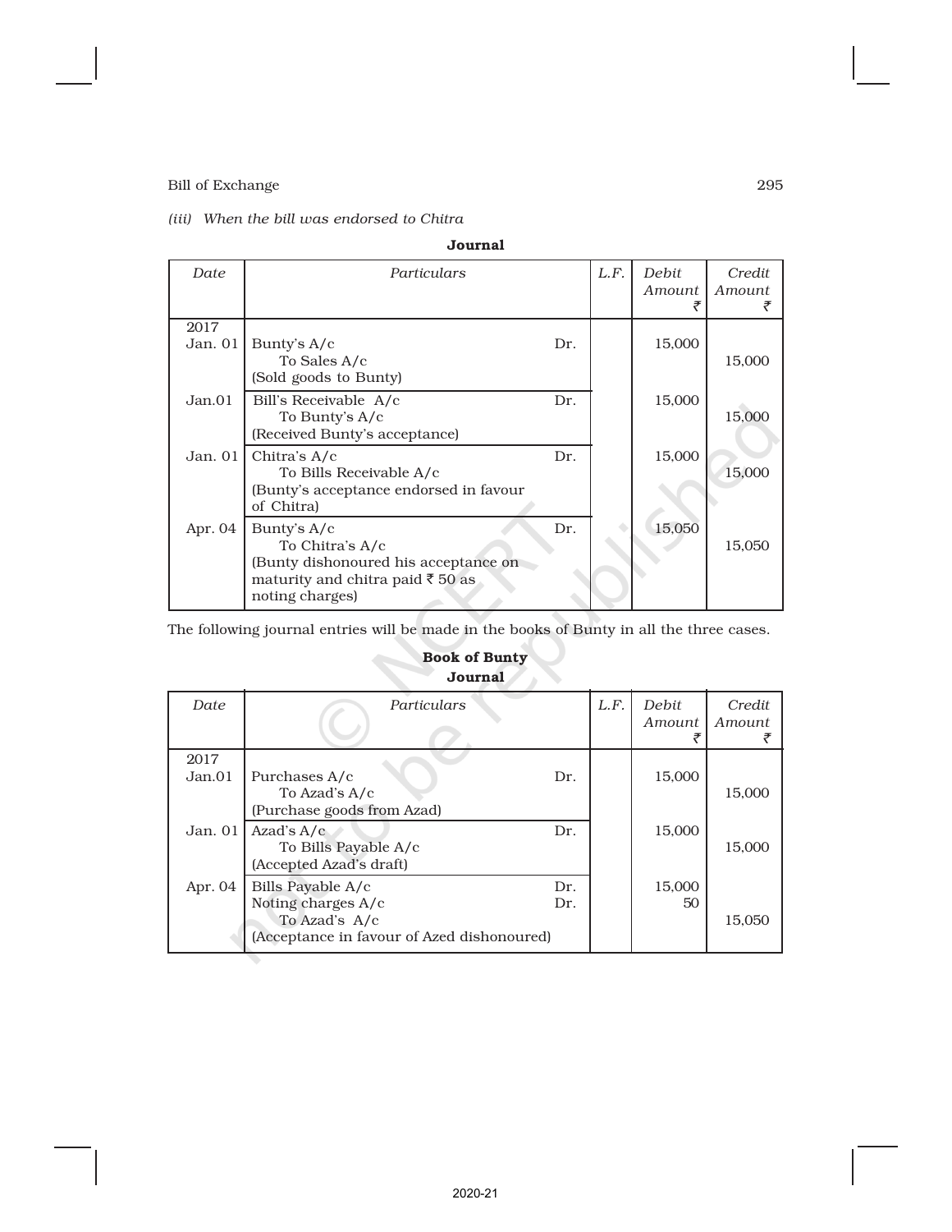*(iii) When the bill was endorsed to Chitra*

**Journal**

| Date | Particulars | | L.F. | Debit Amount ₹ | Credit Amount ₹ |
|---|---|---|---|---|---|
| 2017 Jan. 01 | Bunty's A/c<br>To Sales A/c<br>(Sold goods to Bunty) | Dr. | | 15,000 | 15,000 |
| Jan.01 | Bill's Receivable A/c<br>To Bunty's A/c<br>(Received Bunty's acceptance) | Dr. | | 15,000 | 15,000 |
| Jan. 01 | Chitra's A/c<br>To Bills Receivable A/c<br>(Bunty's acceptance endorsed in favour of Chitra) | Dr. | | 15,000 | 15,000 |
| Apr. 04 | Bunty's A/c<br>To Chitra's A/c<br>(Bunty dishonoured his acceptance on maturity and chitra paid ₹ 50 as noting charges) | Dr. | | 15,050 | 15,050 |

The following journal entries will be made in the books of Bunty in all the three cases.

**Book of Bunty**
**Journal**

| Date | Particulars | | L.F. | Debit Amount ₹ | Credit Amount ₹ |
|---|---|---|---|---|---|
| 2017 Jan.01 | Purchases A/c<br>To Azad's A/c<br>(Purchase goods from Azad) | Dr. | | 15,000 | 15,000 |
| Jan. 01 | Azad's A/c<br>To Bills Payable A/c<br>(Accepted Azad's draft) | Dr. | | 15,000 | 15,000 |
| Apr. 04 | Bills Payable A/c<br>Noting charges A/c<br>To Azad's A/c<br>(Acceptance in favour of Azed dishonoured) | Dr.<br>Dr. | | 15,000<br>50 | 15,050 |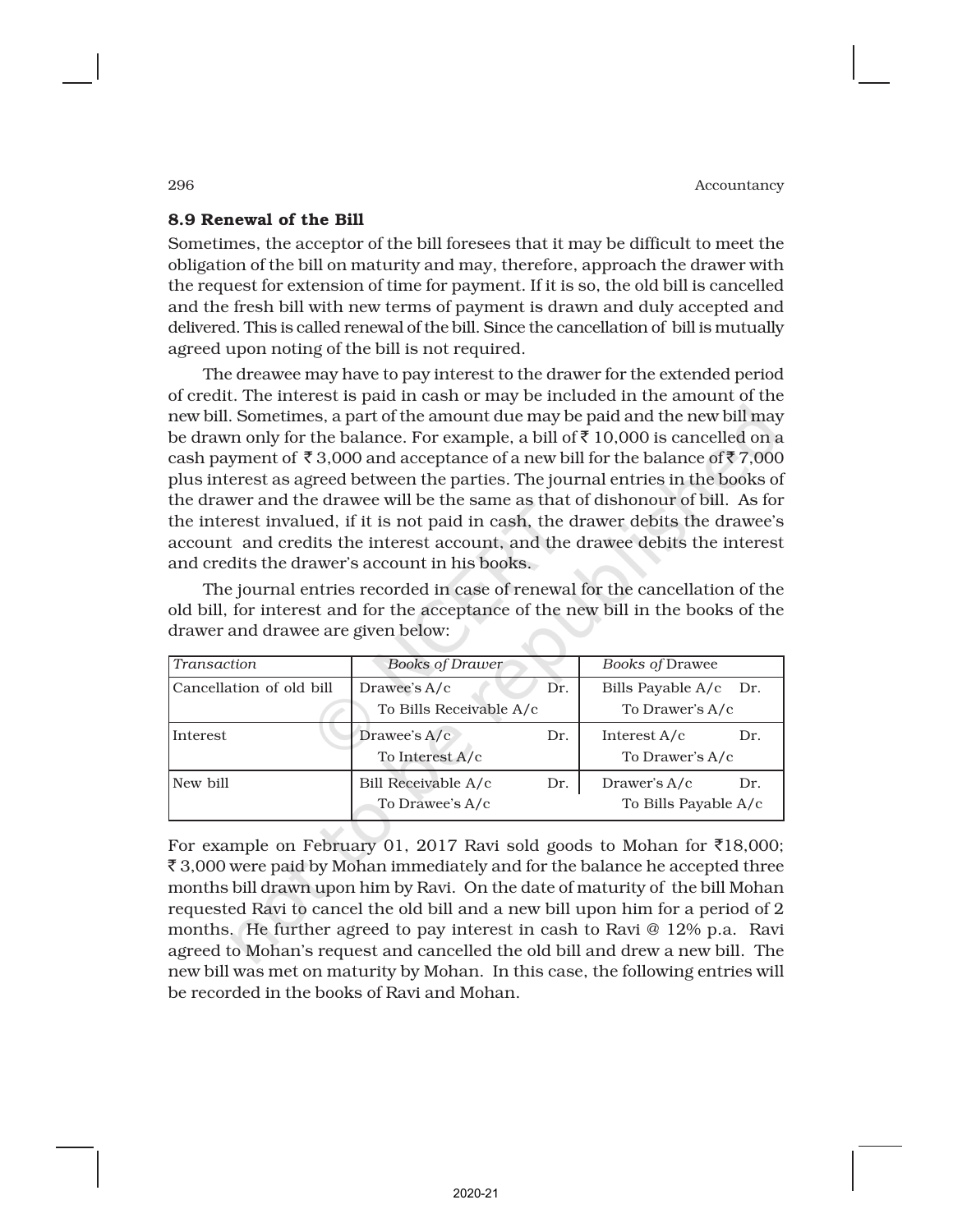## 8.9 Renewal of the Bill

Sometimes, the acceptor of the bill foresees that it may be difficult to meet the obligation of the bill on maturity and may, therefore, approach the drawer with the request for extension of time for payment. If it is so, the old bill is cancelled and the fresh bill with new terms of payment is drawn and duly accepted and delivered. This is called renewal of the bill. Since the cancellation of bill is mutually agreed upon noting of the bill is not required.

The dreawee may have to pay interest to the drawer for the extended period of credit. The interest is paid in cash or may be included in the amount of the new bill. Sometimes, a part of the amount due may be paid and the new bill may be drawn only for the balance. For example, a bill of ₹ 10,000 is cancelled on a cash payment of ₹ 3,000 and acceptance of a new bill for the balance of ₹ 7,000 plus interest as agreed between the parties. The journal entries in the books of the drawer and the drawee will be the same as that of dishonour of bill. As for the interest invalued, if it is not paid in cash, the drawer debits the drawee's account and credits the interest account, and the drawee debits the interest and credits the drawer's account in his books.

The journal entries recorded in case of renewal for the cancellation of the old bill, for interest and for the acceptance of the new bill in the books of the drawer and drawee are given below:

| *Transaction* | *Books of Drawer* | *Books of* Drawee |
|---|---|---|
| Cancellation of old bill | Drawee's A/c Dr.<br>To Bills Receivable A/c | Bills Payable A/c Dr.<br>To Drawer's A/c |
| Interest | Drawee's A/c Dr.<br>To Interest A/c | Interest A/c Dr.<br>To Drawer's A/c |
| New bill | Bill Receivable A/c Dr.<br>To Drawee's A/c | Drawer's A/c Dr.<br>To Bills Payable A/c |

For example on February 01, 2017 Ravi sold goods to Mohan for ₹18,000; ₹ 3,000 were paid by Mohan immediately and for the balance he accepted three months bill drawn upon him by Ravi. On the date of maturity of the bill Mohan requested Ravi to cancel the old bill and a new bill upon him for a period of 2 months. He further agreed to pay interest in cash to Ravi @ 12% p.a. Ravi agreed to Mohan's request and cancelled the old bill and drew a new bill. The new bill was met on maturity by Mohan. In this case, the following entries will be recorded in the books of Ravi and Mohan.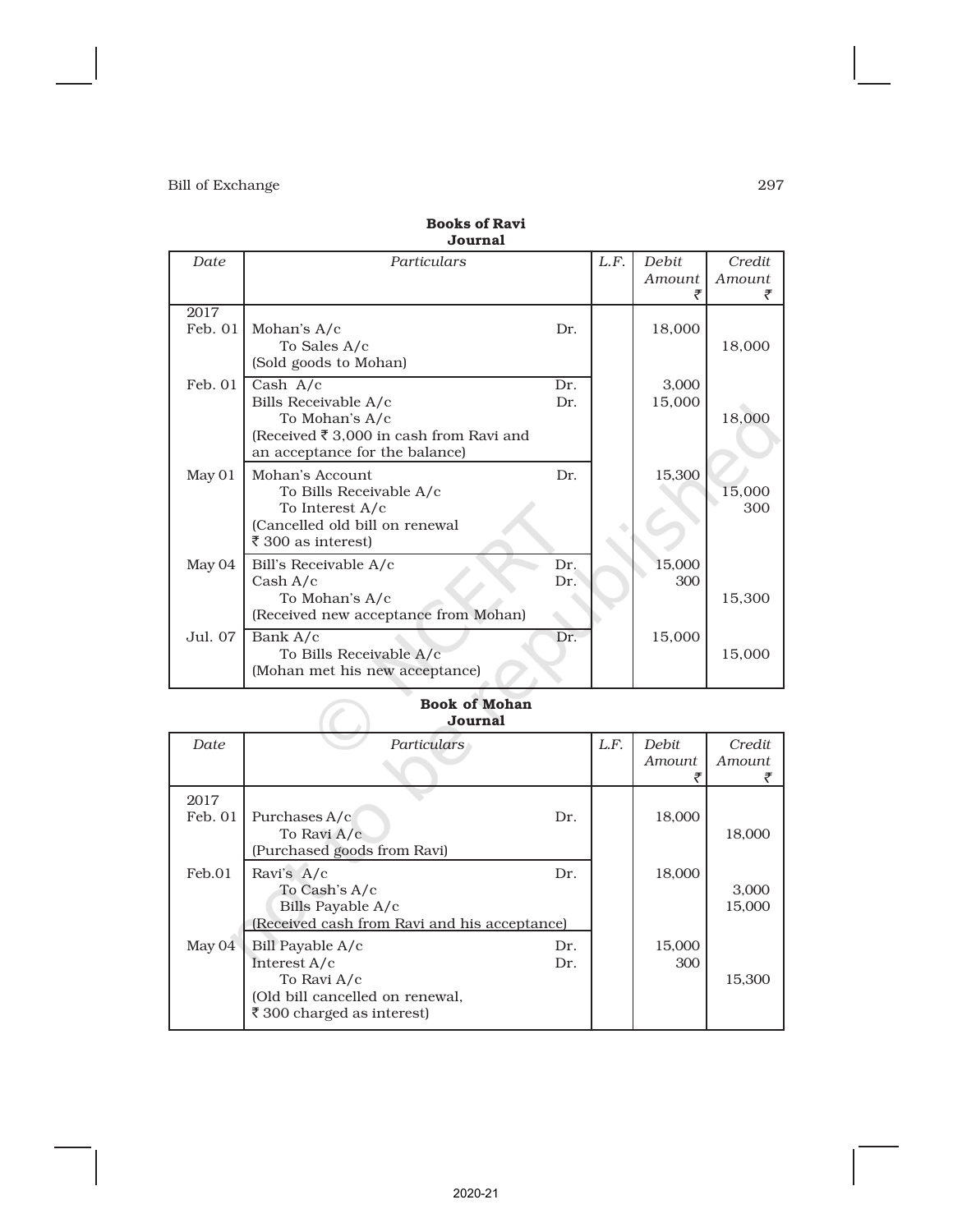**Books of Ravi**
**Journal**

| *Date* | *Particulars* | | *L.F.* | *Debit Amount* ₹ | *Credit Amount* ₹ |
|---|---|---|---|---|---|
| 2017 Feb. 01 | Mohan's A/c<br>To Sales A/c<br>(Sold goods to Mohan) | Dr. | | 18,000 | 18,000 |
| Feb. 01 | Cash A/c<br>Bills Receivable A/c<br>To Mohan's A/c<br>(Received ₹ 3,000 in cash from Ravi and an acceptance for the balance) | Dr.<br>Dr. | | 3,000<br>15,000 | 18,000 |
| May 01 | Mohan's Account<br>To Bills Receivable A/c<br>To Interest A/c<br>(Cancelled old bill on renewal ₹ 300 as interest) | Dr. | | 15,300 | 15,000<br>300 |
| May 04 | Bill's Receivable A/c<br>Cash A/c<br>To Mohan's A/c<br>(Received new acceptance from Mohan) | Dr.<br>Dr. | | 15,000<br>300 | 15,300 |
| Jul. 07 | Bank A/c<br>To Bills Receivable A/c<br>(Mohan met his new acceptance) | Dr. | | 15,000 | 15,000 |

**Book of Mohan**
**Journal**

| *Date* | *Particulars* | | *L.F.* | *Debit Amount* ₹ | *Credit Amount* ₹ |
|---|---|---|---|---|---|
| 2017 Feb. 01 | Purchases A/c<br>To Ravi A/c<br>(Purchased goods from Ravi) | Dr. | | 18,000 | 18,000 |
| Feb.01 | Ravi's A/c<br>To Cash's A/c<br>Bills Payable A/c<br>(Received cash from Ravi and his acceptance) | Dr. | | 18,000 | 3,000<br>15,000 |
| May 04 | Bill Payable A/c<br>Interest A/c<br>To Ravi A/c<br>(Old bill cancelled on renewal, ₹ 300 charged as interest) | Dr.<br>Dr. | | 15,000<br>300 | 15,300 |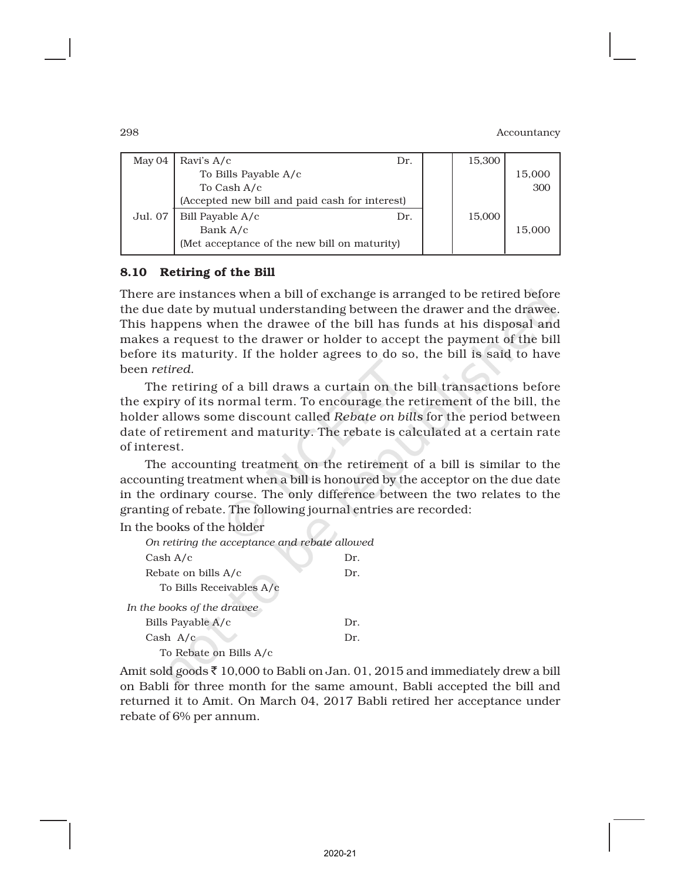| May 04 | Ravi's A/c Dr. | | 15,300 | |
|---|---|---|---|---|
| | To Bills Payable A/c | | | 15,000 |
| | To Cash A/c | | | 300 |
| | (Accepted new bill and paid cash for interest) | | | |
| Jul. 07 | Bill Payable A/c Dr. | | 15,000 | |
| | Bank A/c | | | 15,000 |
| | (Met acceptance of the new bill on maturity) | | | |

## 8.10 Retiring of the Bill

There are instances when a bill of exchange is arranged to be retired before the due date by mutual understanding between the drawer and the drawee. This happens when the drawee of the bill has funds at his disposal and makes a request to the drawer or holder to accept the payment of the bill before its maturity. If the holder agrees to do so, the bill is said to have been *retired*.

The retiring of a bill draws a curtain on the bill transactions before the expiry of its normal term. To encourage the retirement of the bill, the holder allows some discount called *Rebate on bills* for the period between date of retirement and maturity. The rebate is calculated at a certain rate of interest.

The accounting treatment on the retirement of a bill is similar to the accounting treatment when a bill is honoured by the acceptor on the due date in the ordinary course. The only difference between the two relates to the granting of rebate. The following journal entries are recorded:

In the books of the holder

*On retiring the acceptance and rebate allowed*

Cash A/c Dr.

Rebate on bills A/c Dr.

To Bills Receivables A/c

*In the books of the drawee*

Bills Payable A/c Dr.

Cash A/c Dr.

To Rebate on Bills A/c

Amit sold goods ₹ 10,000 to Babli on Jan. 01, 2015 and immediately drew a bill on Babli for three month for the same amount, Babli accepted the bill and returned it to Amit. On March 04, 2017 Babli retired her acceptance under rebate of 6% per annum.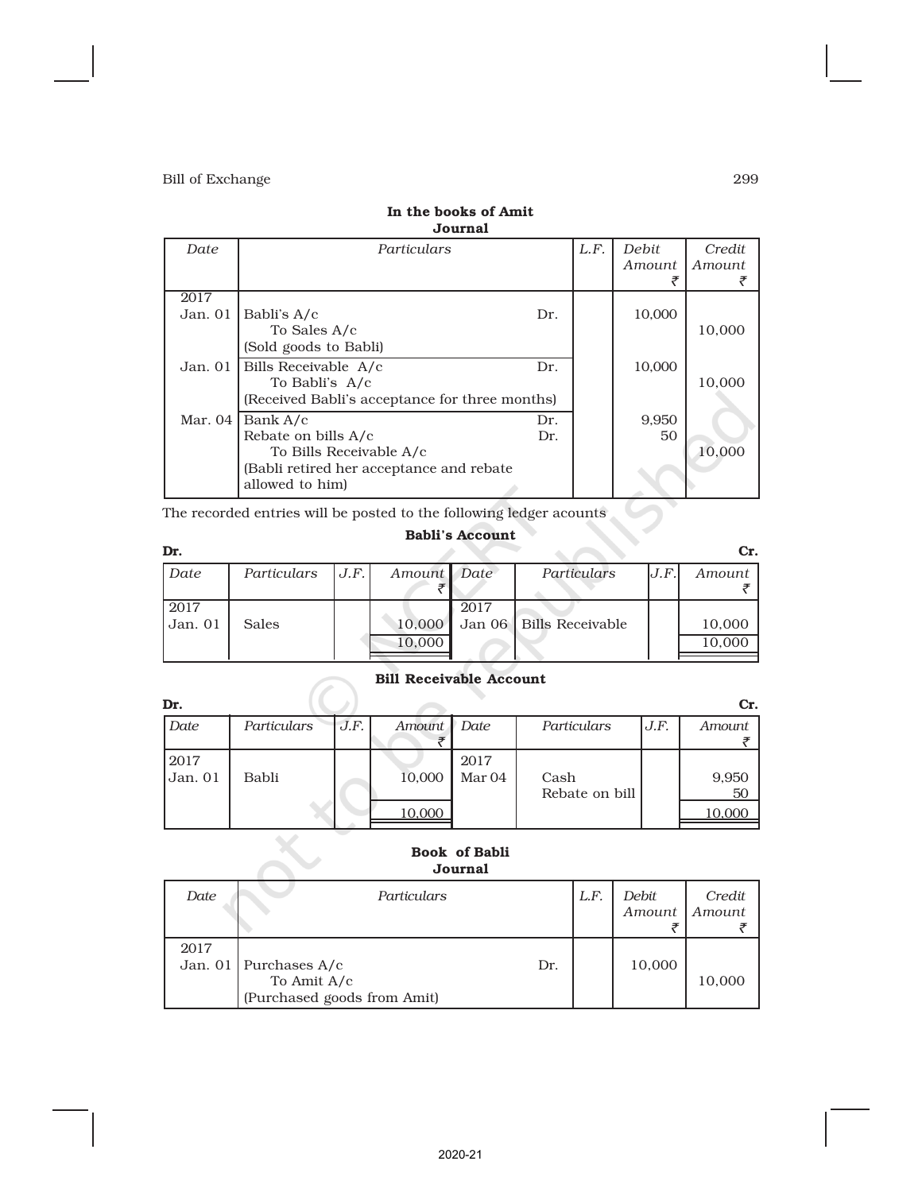### In the books of Amit
### Journal

| Date | Particulars | | L.F. | Debit Amount ₹ | Credit Amount ₹ |
|---|---|---|---|---|---|
| 2017 Jan. 01 | Babli's A/c | Dr. | | 10,000 | |
| | To Sales A/c | | | | 10,000 |
| | (Sold goods to Babli) | | | | |
| Jan. 01 | Bills Receivable A/c | Dr. | | 10,000 | |
| | To Babli's A/c | | | | 10,000 |
| | (Received Babli's acceptance for three months) | | | | |
| Mar. 04 | Bank A/c | Dr. | | 9,950 | |
| | Rebate on bills A/c | Dr. | | 50 | |
| | To Bills Receivable A/c | | | | 10,000 |
| | (Babli retired her acceptance and rebate allowed to him) | | | | |

The recorded entries will be posted to the following ledger acounts

### Babli's Account

Dr. Cr.

| Date | Particulars | J.F. | Amount ₹ | Date | Particulars | J.F. | Amount ₹ |
|---|---|---|---|---|---|---|---|
| 2017 Jan. 01 | Sales | | 10,000 | 2017 Jan 06 | Bills Receivable | | 10,000 |
| | | | 10,000 | | | | 10,000 |

### Bill Receivable Account

Dr. Cr.

| Date | Particulars | J.F. | Amount ₹ | Date | Particulars | J.F. | Amount ₹ |
|---|---|---|---|---|---|---|---|
| 2017 Jan. 01 | Babli | | 10,000 | 2017 Mar 04 | Cash | | 9,950 |
| | | | | | Rebate on bill | | 50 |
| | | | 10,000 | | | | 10,000 |

### Book of Babli
### Journal

| Date | Particulars | | L.F. | Debit Amount ₹ | Credit Amount ₹ |
|---|---|---|---|---|---|
| 2017 Jan. 01 | Purchases A/c | Dr. | | 10,000 | |
| | To Amit A/c | | | | 10,000 |
| | (Purchased goods from Amit) | | | | |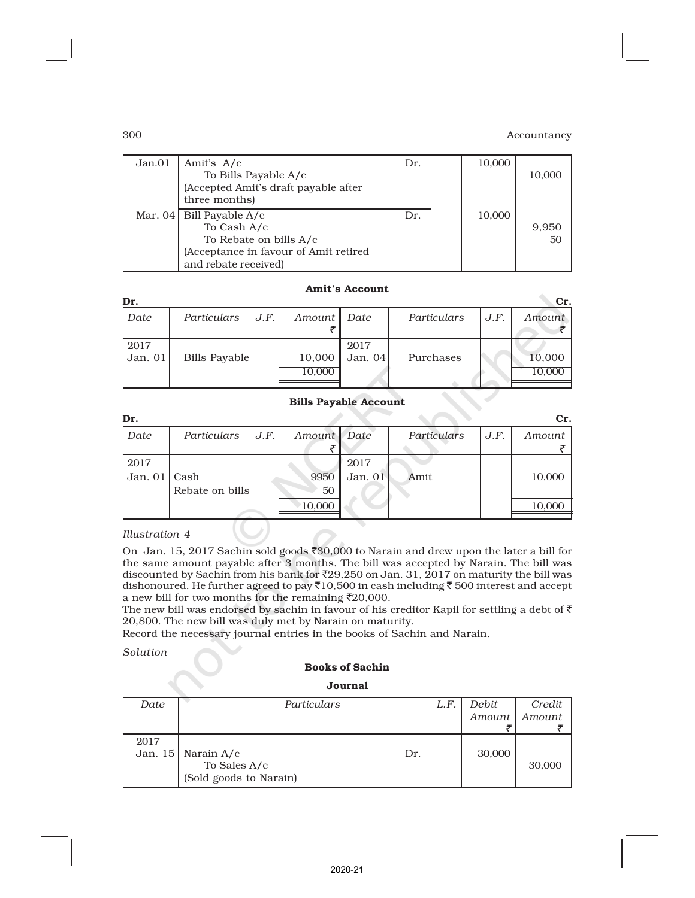| | | | | |
|---|---|---|---|---|
| Jan.01 | Amit's A/c Dr.<br>To Bills Payable A/c<br>(Accepted Amit's draft payable after three months) | | 10,000 | 10,000 |
| Mar. 04 | Bill Payable A/c Dr.<br>To Cash A/c<br>To Rebate on bills A/c<br>(Acceptance in favour of Amit retired and rebate received) | | 10,000 | 9,950<br>50 |

**Amit's Account**

**Dr.** **Cr.**

| Date | Particulars | J.F. | Amount ₹ | Date | Particulars | J.F. | Amount ₹ |
|---|---|---|---|---|---|---|---|
| 2017<br>Jan. 01 | Bills Payable | | 10,000 | 2017<br>Jan. 04 | Purchases | | 10,000 |
| | | | 10,000 | | | | 10,000 |

**Bills Payable Account**

**Dr.** **Cr.**

| Date | Particulars | J.F. | Amount ₹ | Date | Particulars | J.F. | Amount ₹ |
|---|---|---|---|---|---|---|---|
| 2017<br>Jan. 01 | Cash<br>Rebate on bills | | 9950<br>50 | 2017<br>Jan. 01 | Amit | | 10,000 |
| | | | 10,000 | | | | 10,000 |

*Illustration 4*

On Jan. 15, 2017 Sachin sold goods ₹30,000 to Narain and drew upon the later a bill for the same amount payable after 3 months. The bill was accepted by Narain. The bill was discounted by Sachin from his bank for ₹29,250 on Jan. 31, 2017 on maturity the bill was dishonoured. He further agreed to pay ₹10,500 in cash including ₹ 500 interest and accept a new bill for two months for the remaining ₹20,000.

The new bill was endorsed by sachin in favour of his creditor Kapil for settling a debt of ₹ 20,800. The new bill was duly met by Narain on maturity.

Record the necessary journal entries in the books of Sachin and Narain.

*Solution*

**Books of Sachin**

**Journal**

| Date | Particulars | L.F. | Debit Amount ₹ | Credit Amount ₹ |
|---|---|---|---|---|
| 2017<br>Jan. 15 | Narain A/c Dr.<br>To Sales A/c<br>(Sold goods to Narain) | | 30,000 | 30,000 |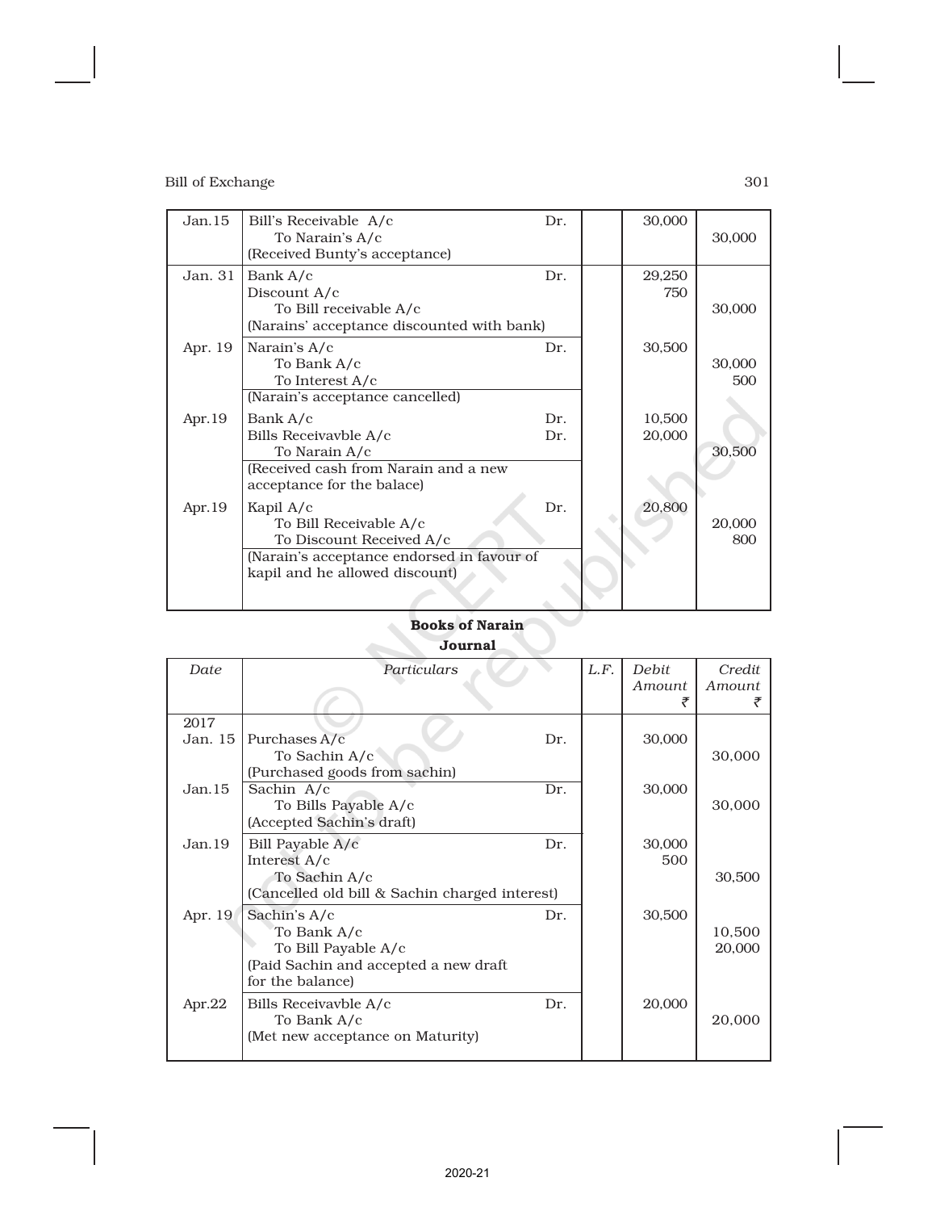| Jan.15 | Bill's Receivable A/c Dr.<br>To Narain's A/c<br>(Received Bunty's acceptance) | | 30,000 | 30,000 |
|---|---|---|---|---|
| Jan. 31 | Bank A/c Dr.<br>Discount A/c<br>To Bill receivable A/c<br>(Narains' acceptance discounted with bank) | | 29,250<br>750 | 30,000 |
| Apr. 19 | Narain's A/c Dr.<br>To Bank A/c<br>To Interest A/c<br>(Narain's acceptance cancelled) | | 30,500 | 30,000<br>500 |
| Apr.19 | Bank A/c Dr.<br>Bills Receivavble A/c Dr.<br>To Narain A/c<br>(Received cash from Narain and a new acceptance for the balace) | | 10,500<br>20,000 | 30,500 |
| Apr.19 | Kapil A/c Dr.<br>To Bill Receivable A/c<br>To Discount Received A/c<br>(Narain's acceptance endorsed in favour of kapil and he allowed discount) | | 20,800 | 20,000<br>800 |

**Books of Narain**

**Journal**

| *Date* | *Particulars* | *L.F.* | *Debit Amount* ₹ | *Credit Amount* ₹ |
|---|---|---|---|---|
| 2017<br>Jan. 15 | Purchases A/c Dr.<br>To Sachin A/c<br>(Purchased goods from sachin) | | 30,000 | 30,000 |
| Jan.15 | Sachin A/c Dr.<br>To Bills Payable A/c<br>(Accepted Sachin's draft) | | 30,000 | 30,000 |
| Jan.19 | Bill Payable A/c Dr.<br>Interest A/c<br>To Sachin A/c<br>(Cancelled old bill & Sachin charged interest) | | 30,000<br>500 | 30,500 |
| Apr. 19 | Sachin's A/c Dr.<br>To Bank A/c<br>To Bill Payable A/c<br>(Paid Sachin and accepted a new draft for the balance) | | 30,500 | 10,500<br>20,000 |
| Apr.22 | Bills Receivavble A/c Dr.<br>To Bank A/c<br>(Met new acceptance on Maturity) | | 20,000 | 20,000 |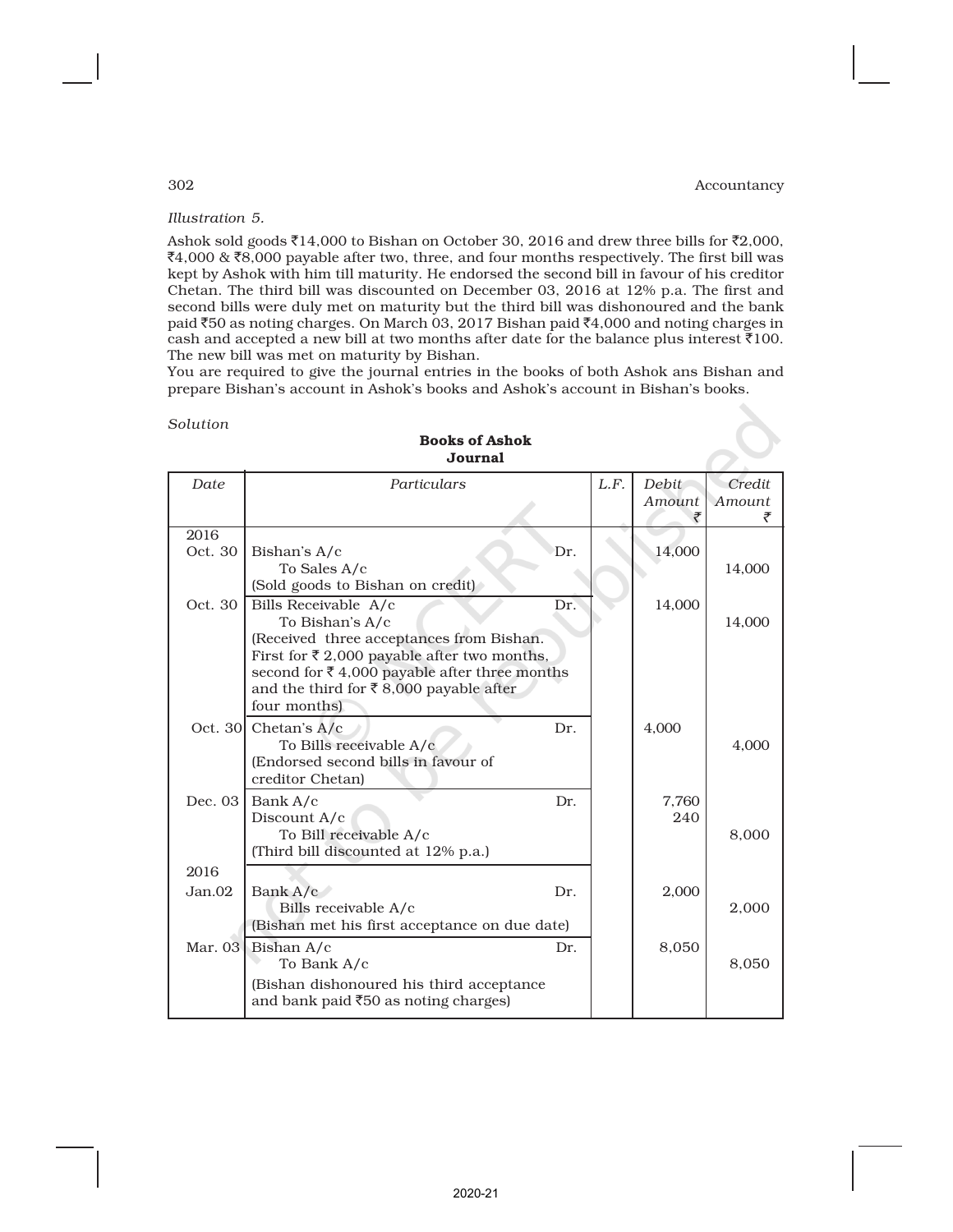*Illustration 5.*

Ashok sold goods ₹14,000 to Bishan on October 30, 2016 and drew three bills for ₹2,000, ₹4,000 & ₹8,000 payable after two, three, and four months respectively. The first bill was kept by Ashok with him till maturity. He endorsed the second bill in favour of his creditor Chetan. The third bill was discounted on December 03, 2016 at 12% p.a. The first and second bills were duly met on maturity but the third bill was dishonoured and the bank paid ₹50 as noting charges. On March 03, 2017 Bishan paid ₹4,000 and noting charges in cash and accepted a new bill at two months after date for the balance plus interest ₹100. The new bill was met on maturity by Bishan.

You are required to give the journal entries in the books of both Ashok ans Bishan and prepare Bishan's account in Ashok's books and Ashok's account in Bishan's books.

*Solution*

**Books of Ashok**
**Journal**

| Date | Particulars | | L.F. | Debit Amount ₹ | Credit Amount ₹ |
|---|---|---|---|---|---|
| 2016 Oct. 30 | Bishan's A/c | Dr. | | 14,000 | |
| | To Sales A/c | | | | 14,000 |
| | (Sold goods to Bishan on credit) | | | | |
| Oct. 30 | Bills Receivable A/c | Dr. | | 14,000 | |
| | To Bishan's A/c | | | | 14,000 |
| | (Received three acceptances from Bishan. First for ₹ 2,000 payable after two months, second for ₹ 4,000 payable after three months and the third for ₹ 8,000 payable after four months) | | | | |
| Oct. 30 | Chetan's A/c | Dr. | | 4,000 | |
| | To Bills receivable A/c | | | | 4,000 |
| | (Endorsed second bills in favour of creditor Chetan) | | | | |
| Dec. 03 | Bank A/c | Dr. | | 7,760 | |
| | Discount A/c | | | 240 | |
| | To Bill receivable A/c | | | | 8,000 |
| | (Third bill discounted at 12% p.a.) | | | | |
| 2016 Jan.02 | Bank A/c | Dr. | | 2,000 | |
| | Bills receivable A/c | | | | 2,000 |
| | (Bishan met his first acceptance on due date) | | | | |
| Mar. 03 | Bishan A/c | Dr. | | 8,050 | |
| | To Bank A/c | | | | 8,050 |
| | (Bishan dishonoured his third acceptance and bank paid ₹50 as noting charges) | | | | |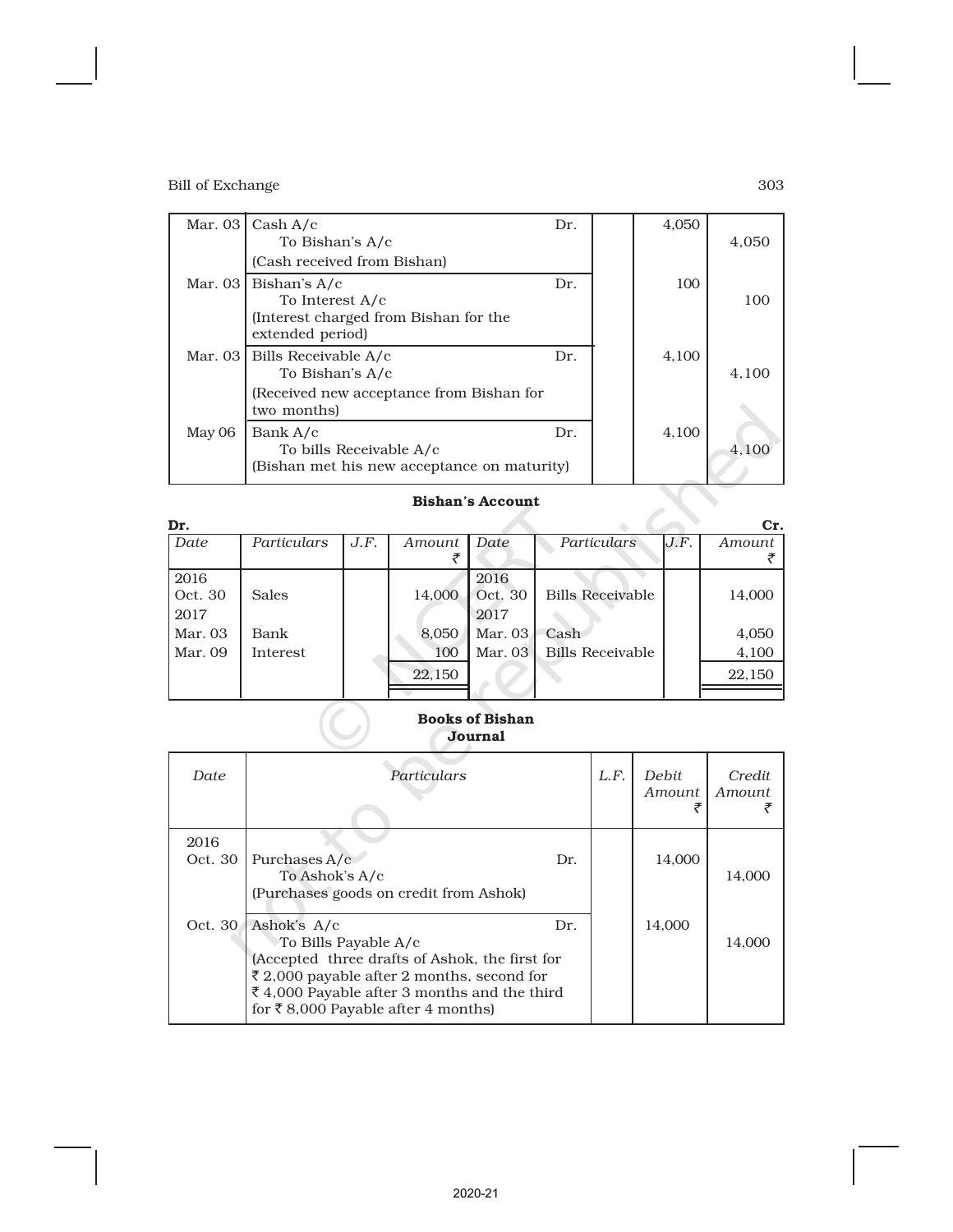| | | | | | |
|---|---|---|---|---|---|
| Mar. 03 | Cash A/c Dr.<br>To Bishan's A/c<br>(Cash received from Bishan) | | | 4,050 | 4,050 |
| Mar. 03 | Bishan's A/c Dr.<br>To Interest A/c<br>(Interest charged from Bishan for the extended period) | | | 100 | 100 |
| Mar. 03 | Bills Receivable A/c Dr.<br>To Bishan's A/c<br>(Received new acceptance from Bishan for two months) | | | 4,100 | 4,100 |
| May 06 | Bank A/c Dr.<br>To bills Receivable A/c<br>(Bishan met his new acceptance on maturity) | | | 4,100 | 4,100 |

**Bishan's Account**

Dr. Cr.

| Date | Particulars | J.F. | Amount ₹ | Date | Particulars | J.F. | Amount ₹ |
|---|---|---|---|---|---|---|---|
| 2016 | | | | 2016 | | | |
| Oct. 30 | Sales | | 14,000 | Oct. 30 | Bills Receivable | | 14,000 |
| 2017 | | | | 2017 | | | |
| Mar. 03 | Bank | | 8,050 | Mar. 03 | Cash | | 4,050 |
| Mar. 09 | Interest | | 100 | Mar. 03 | Bills Receivable | | 4,100 |
| | | | 22,150 | | | | 22,150 |

**Books of Bishan**
**Journal**

| Date | Particulars | L.F. | Debit Amount ₹ | Credit Amount ₹ |
|---|---|---|---|---|
| 2016<br>Oct. 30 | Purchases A/c Dr.<br>To Ashok's A/c<br>(Purchases goods on credit from Ashok) | | 14,000 | 14,000 |
| Oct. 30 | Ashok's A/c Dr.<br>To Bills Payable A/c<br>(Accepted three drafts of Ashok, the first for ₹ 2,000 payable after 2 months, second for ₹ 4,000 Payable after 3 months and the third for ₹ 8,000 Payable after 4 months) | | 14,000 | 14,000 |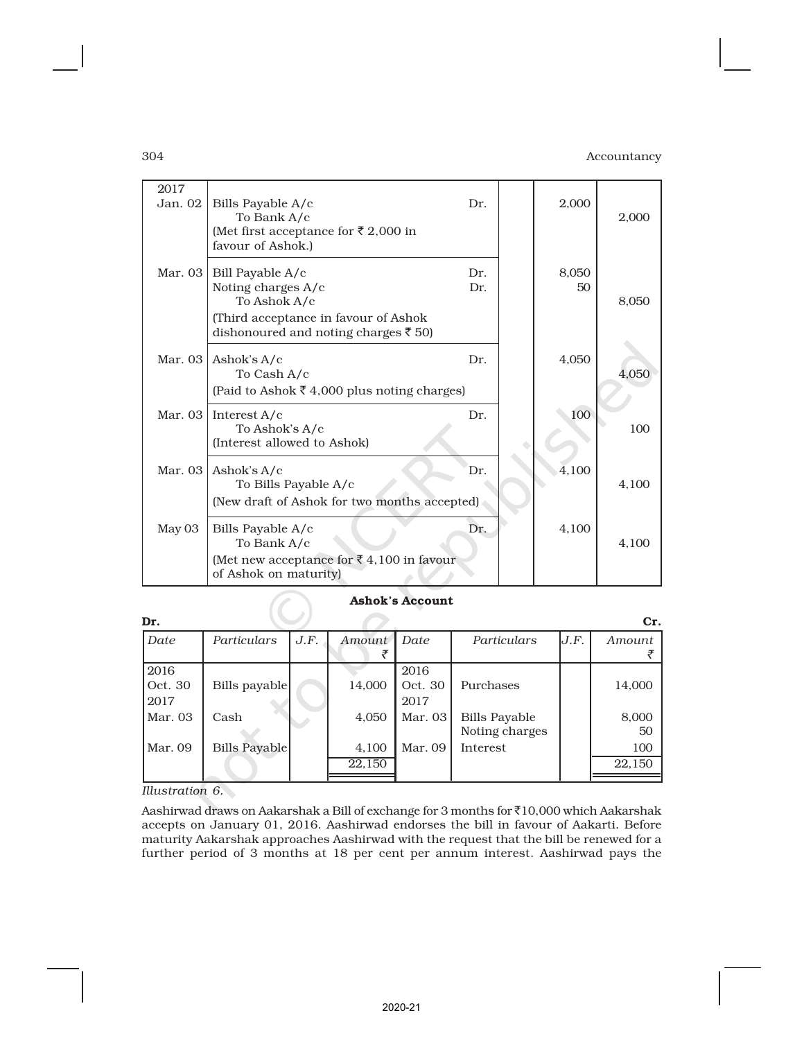| Date | Particulars | | L.F. | Debit Amount ₹ | Credit Amount ₹ |
|---|---|---|---|---|---|
| 2017 Jan. 02 | Bills Payable A/c To Bank A/c (Met first acceptance for ₹ 2,000 in favour of Ashok.) | Dr. | | 2,000 | 2,000 |
| Mar. 03 | Bill Payable A/c Noting charges A/c To Ashok A/c (Third acceptance in favour of Ashok dishonoured and noting charges ₹ 50) | Dr. Dr. | | 8,050 50 | 8,050 |
| Mar. 03 | Ashok's A/c To Cash A/c (Paid to Ashok ₹ 4,000 plus noting charges) | Dr. | | 4,050 | 4,050 |
| Mar. 03 | Interest A/c To Ashok's A/c (Interest allowed to Ashok) | Dr. | | 100 | 100 |
| Mar. 03 | Ashok's A/c To Bills Payable A/c (New draft of Ashok for two months accepted) | Dr. | | 4,100 | 4,100 |
| May 03 | Bills Payable A/c To Bank A/c (Met new acceptance for ₹ 4,100 in favour of Ashok on maturity) | Dr. | | 4,100 | 4,100 |

**Ashok's Account**

**Dr.** **Cr.**

| Date | Particulars | J.F. | Amount ₹ | Date | Particulars | J.F. | Amount ₹ |
|---|---|---|---|---|---|---|---|
| 2016 Oct. 30 | Bills payable | | 14,000 | 2016 Oct. 30 | Purchases | | 14,000 |
| 2017 Mar. 03 | Cash | | 4,050 | 2017 Mar. 03 | Bills Payable Noting charges | | 8,000 50 |
| Mar. 09 | Bills Payable | | 4,100 | Mar. 09 | Interest | | 100 |
| | | | 22,150 | | | | 22,150 |

*Illustration 6.*

Aashirwad draws on Aakarshak a Bill of exchange for 3 months for ₹10,000 which Aakarshak accepts on January 01, 2016. Aashirwad endorses the bill in favour of Aakarti. Before maturity Aakarshak approaches Aashirwad with the request that the bill be renewed for a further period of 3 months at 18 per cent per annum interest. Aashirwad pays the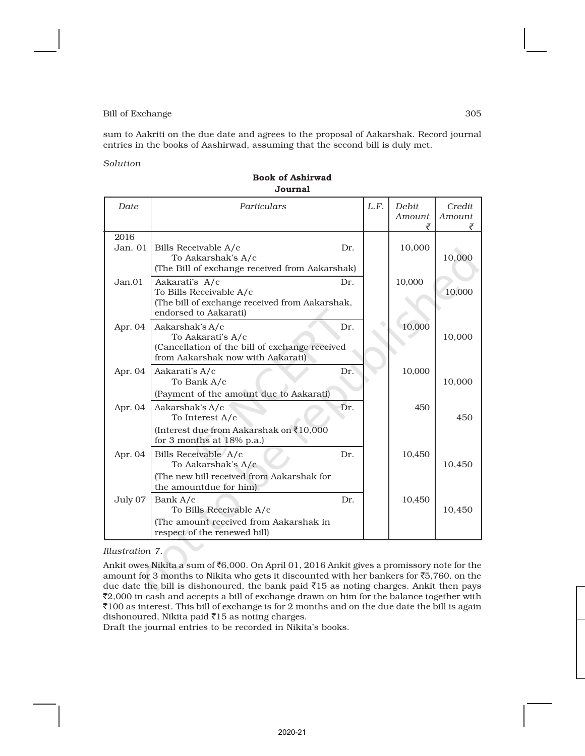sum to Aakriti on the due date and agrees to the proposal of Aakarshak. Record journal entries in the books of Aashirwad, assuming that the second bill is duly met.

*Solution*

**Book of Ashirwad**
**Journal**

| Date | Particulars | L.F. | Debit Amount ₹ | Credit Amount ₹ |
|---|---|---|---|---|
| 2016 Jan. 01 | Bills Receivable A/c Dr.<br>To Aakarshak's A/c<br>(The Bill of exchange received from Aakarshak) | | 10,000 | 10,000 |
| Jan.01 | Aakarati's A/c Dr.<br>To Bills Receivable A/c<br>(The bill of exchange received from Aakarshak, endorsed to Aakarati) | | 10,000 | 10,000 |
| Apr. 04 | Aakarshak's A/c Dr.<br>To Aakarati's A/c<br>(Cancellation of the bill of exchange received from Aakarshak now with Aakarati) | | 10,000 | 10,000 |
| Apr. 04 | Aakarati's A/c Dr.<br>To Bank A/c<br>(Payment of the amount due to Aakarati) | | 10,000 | 10,000 |
| Apr. 04 | Aakarshak's A/c Dr.<br>To Interest A/c<br>(Interest due from Aakarshak on ₹10,000 for 3 months at 18% p.a.) | | 450 | 450 |
| Apr. 04 | Bills Receivable A/c Dr.<br>To Aakarshak's A/c<br>(The new bill received from Aakarshak for the amountdue for him) | | 10,450 | 10,450 |
| July 07 | Bank A/c Dr.<br>To Bills Receivable A/c<br>(The amount received from Aakarshak in respect of the renewed bill) | | 10,450 | 10,450 |

*Illustration 7.*

Ankit owes Nikita a sum of ₹6,000. On April 01, 2016 Ankit gives a promissory note for the amount for 3 months to Nikita who gets it discounted with her bankers for ₹5,760. on the due date the bill is dishonoured, the bank paid ₹15 as noting charges. Ankit then pays ₹2,000 in cash and accepts a bill of exchange drawn on him for the balance together with ₹100 as interest. This bill of exchange is for 2 months and on the due date the bill is again dishonoured, Nikita paid ₹15 as noting charges.
Draft the journal entries to be recorded in Nikita's books.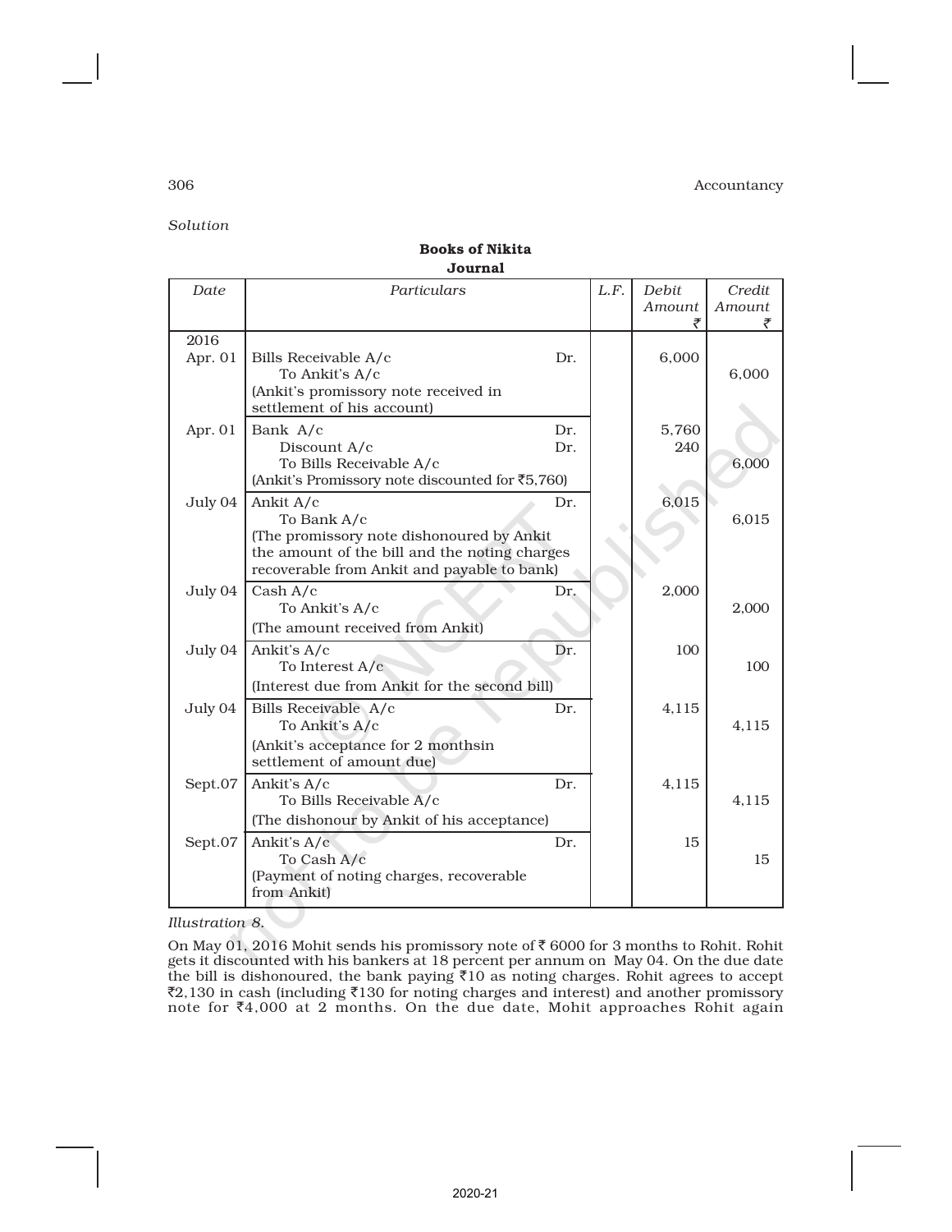*Solution*

**Books of Nikita**
**Journal**

| Date | Particulars | | L.F. | Debit Amount ₹ | Credit Amount ₹ |
|---|---|---|---|---|---|
| 2016 Apr. 01 | Bills Receivable A/c | Dr. | | 6,000 | |
| | To Ankit's A/c | | | | 6,000 |
| | (Ankit's promissory note received in settlement of his account) | | | | |
| Apr. 01 | Bank A/c | Dr. | | 5,760 | |
| | Discount A/c | Dr. | | 240 | |
| | To Bills Receivable A/c | | | | 6,000 |
| | (Ankit's Promissory note discounted for ₹5,760) | | | | |
| July 04 | Ankit A/c | Dr. | | 6,015 | |
| | To Bank A/c | | | | 6,015 |
| | (The promissory note dishonoured by Ankit the amount of the bill and the noting charges recoverable from Ankit and payable to bank) | | | | |
| July 04 | Cash A/c | Dr. | | 2,000 | |
| | To Ankit's A/c | | | | 2,000 |
| | (The amount received from Ankit) | | | | |
| July 04 | Ankit's A/c | Dr. | | 100 | |
| | To Interest A/c | | | | 100 |
| | (Interest due from Ankit for the second bill) | | | | |
| July 04 | Bills Receivable A/c | Dr. | | 4,115 | |
| | To Ankit's A/c | | | | 4,115 |
| | (Ankit's acceptance for 2 monthsin settlement of amount due) | | | | |
| Sept.07 | Ankit's A/c | Dr. | | 4,115 | |
| | To Bills Receivable A/c | | | | 4,115 |
| | (The dishonour by Ankit of his acceptance) | | | | |
| Sept.07 | Ankit's A/c | Dr. | | 15 | |
| | To Cash A/c | | | | 15 |
| | (Payment of noting charges, recoverable from Ankit) | | | | |

*Illustration 8.*

On May 01, 2016 Mohit sends his promissory note of ₹ 6000 for 3 months to Rohit. Rohit gets it discounted with his bankers at 18 percent per annum on May 04. On the due date the bill is dishonoured, the bank paying ₹10 as noting charges. Rohit agrees to accept ₹2,130 in cash (including ₹130 for noting charges and interest) and another promissory note for ₹4,000 at 2 months. On the due date, Mohit approaches Rohit again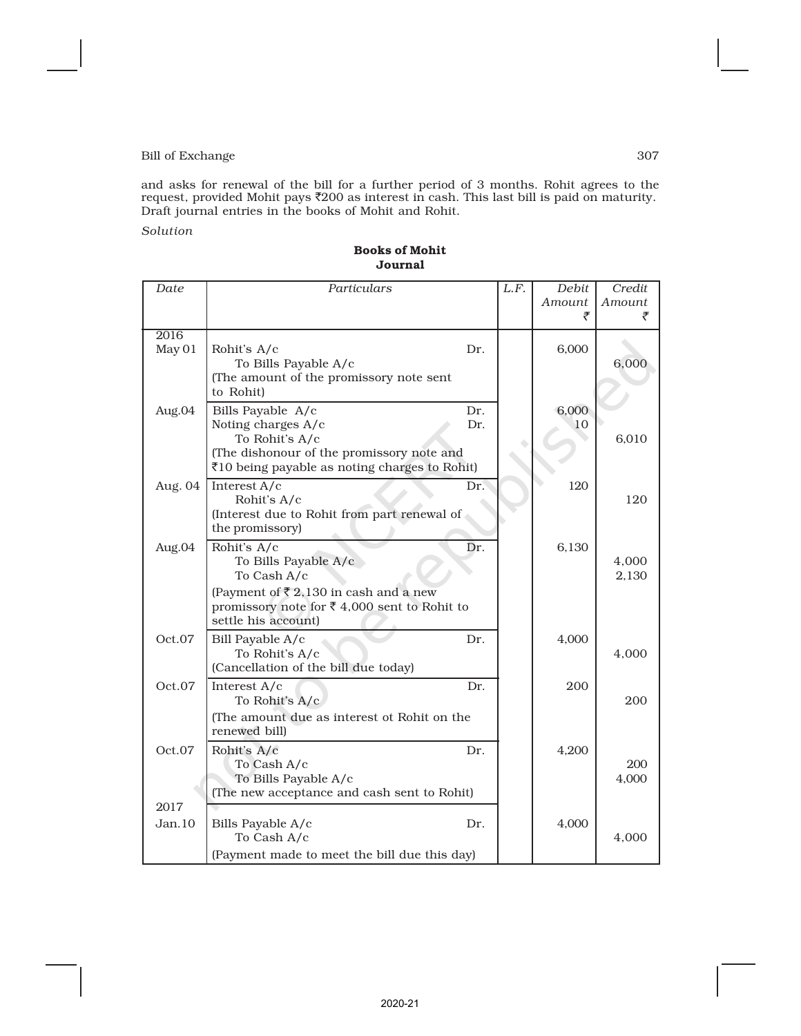and asks for renewal of the bill for a further period of 3 months. Rohit agrees to the request, provided Mohit pays ₹200 as interest in cash. This last bill is paid on maturity. Draft journal entries in the books of Mohit and Rohit.

*Solution*

**Books of Mohit**
**Journal**

| Date | Particulars | | L.F. | Debit Amount ₹ | Credit Amount ₹ |
|---|---|---|---|---|---|
| 2016 May 01 | Rohit's A/c | Dr. | | 6,000 | |
| | To Bills Payable A/c | | | | 6,000 |
| | (The amount of the promissory note sent to Rohit) | | | | |
| Aug.04 | Bills Payable A/c | Dr. | | 6,000 | |
| | Noting charges A/c | Dr. | | 10 | |
| | To Rohit's A/c | | | | 6,010 |
| | (The dishonour of the promissory note and ₹10 being payable as noting charges to Rohit) | | | | |
| Aug. 04 | Interest A/c | Dr. | | 120 | |
| | Rohit's A/c | | | | 120 |
| | (Interest due to Rohit from part renewal of the promissory) | | | | |
| Aug.04 | Rohit's A/c | Dr. | | 6,130 | |
| | To Bills Payable A/c | | | | 4,000 |
| | To Cash A/c | | | | 2,130 |
| | (Payment of ₹ 2,130 in cash and a new promissory note for ₹ 4,000 sent to Rohit to settle his account) | | | | |
| Oct.07 | Bill Payable A/c | Dr. | | 4,000 | |
| | To Rohit's A/c | | | | 4,000 |
| | (Cancellation of the bill due today) | | | | |
| Oct.07 | Interest A/c | Dr. | | 200 | |
| | To Rohit's A/c | | | | 200 |
| | (The amount due as interest ot Rohit on the renewed bill) | | | | |
| Oct.07 | Rohit's A/c | Dr. | | 4,200 | |
| | To Cash A/c | | | | 200 |
| | To Bills Payable A/c | | | | 4,000 |
| | (The new acceptance and cash sent to Rohit) | | | | |
| 2017 Jan.10 | Bills Payable A/c | Dr. | | 4,000 | |
| | To Cash A/c | | | | 4,000 |
| | (Payment made to meet the bill due this day) | | | | |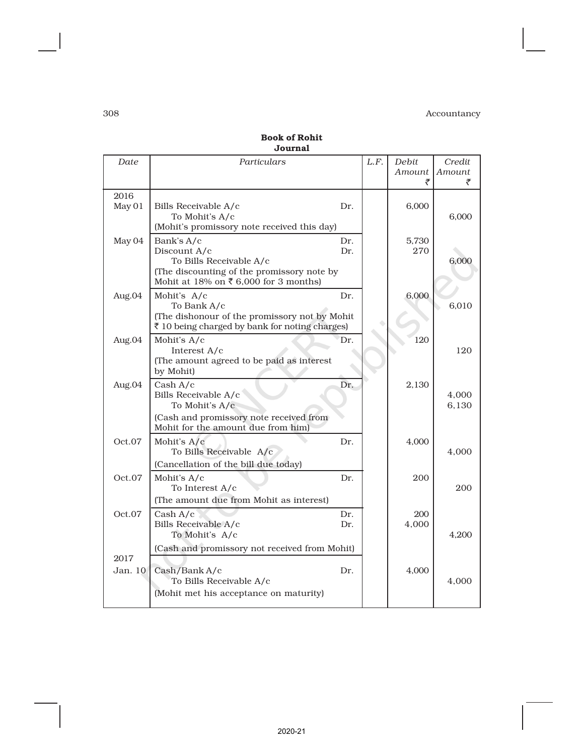**Book of Rohit**
**Journal**

| Date | Particulars | | L.F. | Debit Amount ₹ | Credit Amount ₹ |
|---|---|---|---|---|---|
| 2016 May 01 | Bills Receivable A/c<br>To Mohit's A/c<br>(Mohit's promissory note received this day) | Dr. | | 6,000 | 6,000 |
| May 04 | Bank's A/c<br>Discount A/c<br>To Bills Receivable A/c<br>(The discounting of the promissory note by Mohit at 18% on ₹ 6,000 for 3 months) | Dr.<br>Dr. | | 5,730<br>270 | 6,000 |
| Aug.04 | Mohit's A/c<br>To Bank A/c<br>(The dishonour of the promissory not by Mohit ₹ 10 being charged by bank for noting charges) | Dr. | | 6,000 | 6,010 |
| Aug.04 | Mohit's A/c<br>Interest A/c<br>(The amount agreed to be paid as interest by Mohit) | Dr. | | 120 | 120 |
| Aug.04 | Cash A/c<br>Bills Receivable A/c<br>To Mohit's A/c<br>(Cash and promissory note received from Mohit for the amount due from him) | Dr. | | 2,130 | 4,000<br>6,130 |
| Oct.07 | Mohit's A/c<br>To Bills Receivable A/c<br>(Cancellation of the bill due today) | Dr. | | 4,000 | 4,000 |
| Oct.07 | Mohit's A/c<br>To Interest A/c<br>(The amount due from Mohit as interest) | Dr. | | 200 | 200 |
| Oct.07 | Cash A/c<br>Bills Receivable A/c<br>To Mohit's A/c<br>(Cash and promissory not received from Mohit) | Dr.<br>Dr. | | 200<br>4,000 | 4,200 |
| 2017 Jan. 10 | Cash/Bank A/c<br>To Bills Receivable A/c<br>(Mohit met his acceptance on maturity) | Dr. | | 4,000 | 4,000 |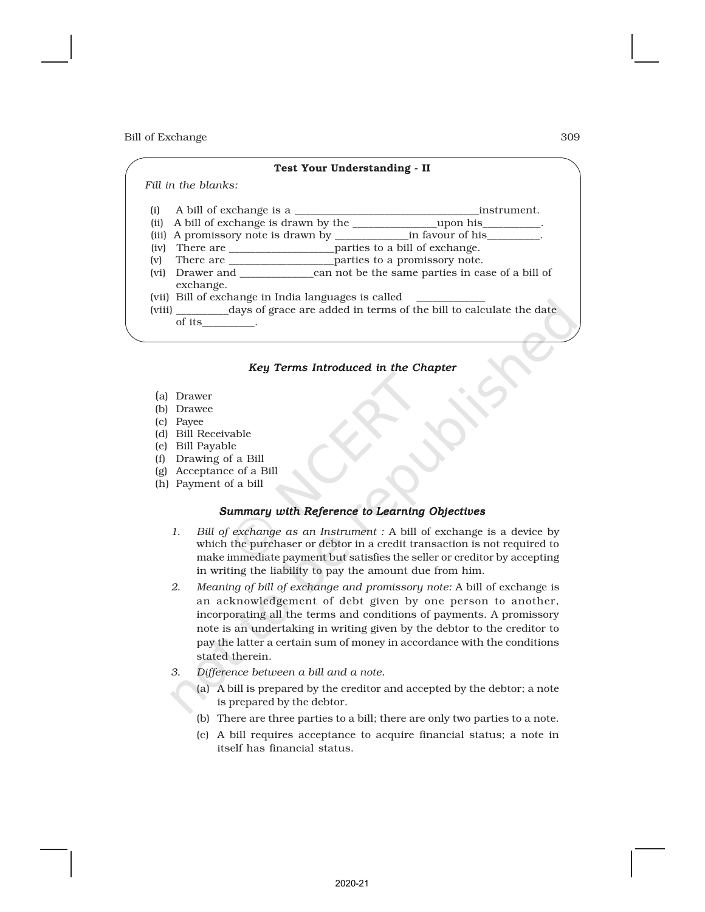### Test Your Understanding - II

*Fill in the blanks:*

(i) A bill of exchange is a ________________________________instrument.

(ii) A bill of exchange is drawn by the _______________upon his__________.

(iii) A promissory note is drawn by _____________in favour of his_________.

(iv) There are ___________________parties to a bill of exchange.

(v) There are ___________________parties to a promissory note.

(vi) Drawer and _____________can not be the same parties in case of a bill of exchange.

(vii) Bill of exchange in India languages is called ____________

(viii) _________days of grace are added in terms of the bill to calculate the date of its_________.

### *Key Terms Introduced in the Chapter*

(a) Drawer
(b) Drawee
(c) Payee
(d) Bill Receivable
(e) Bill Payable
(f) Drawing of a Bill
(g) Acceptance of a Bill
(h) Payment of a bill

### *Summary with Reference to Learning Objectives*

1. *Bill of exchange as an Instrument :* A bill of exchange is a device by which the purchaser or debtor in a credit transaction is not required to make immediate payment but satisfies the seller or creditor by accepting in writing the liability to pay the amount due from him.

2. *Meaning of bill of exchange and promissory note:* A bill of exchange is an acknowledgement of debt given by one person to another, incorporating all the terms and conditions of payments. A promissory note is an undertaking in writing given by the debtor to the creditor to pay the latter a certain sum of money in accordance with the conditions stated therein.

3. *Difference between a bill and a note.*
   (a) A bill is prepared by the creditor and accepted by the debtor; a note is prepared by the debtor.
   (b) There are three parties to a bill; there are only two parties to a note.
   (c) A bill requires acceptance to acquire financial status; a note in itself has financial status.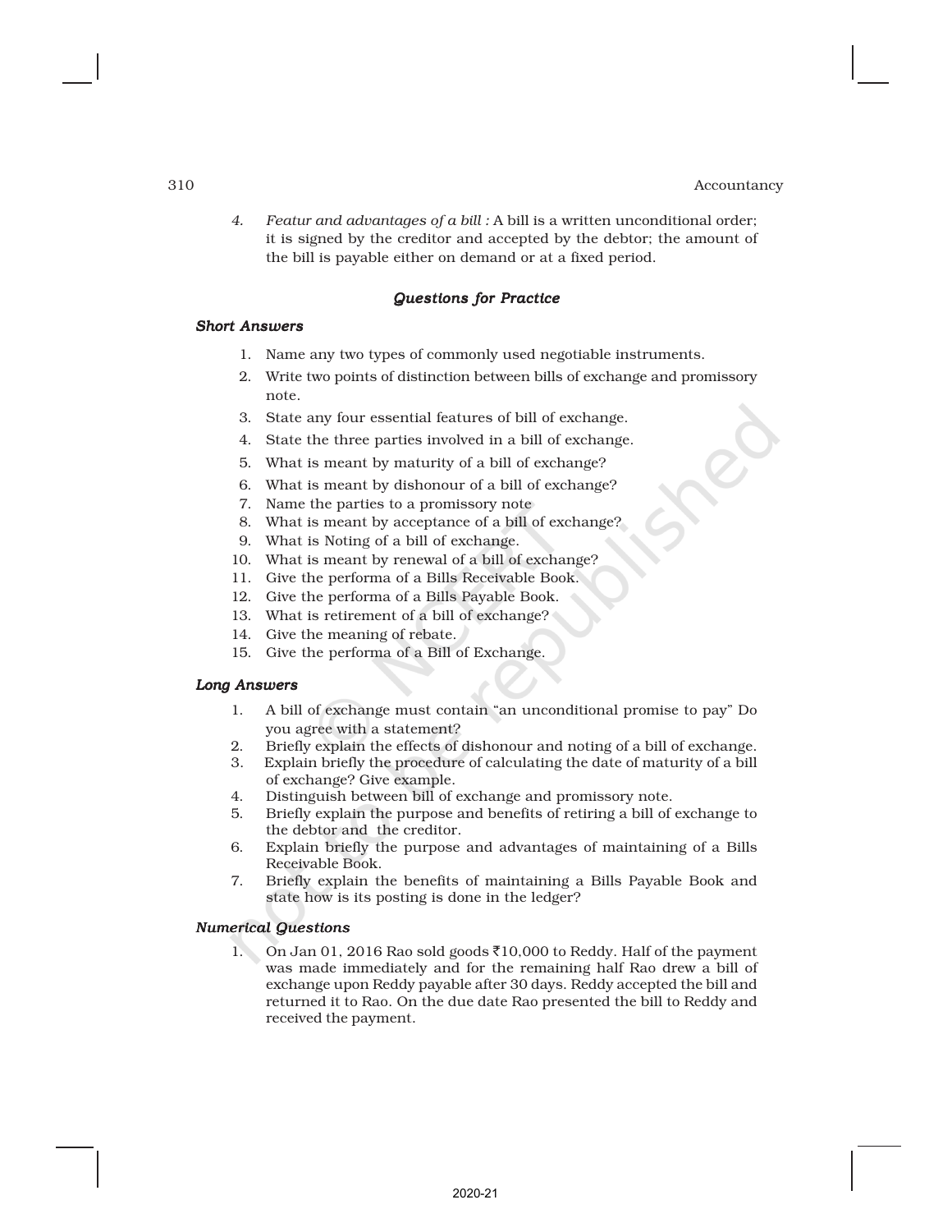4. *Featur and advantages of a bill :* A bill is a written unconditional order; it is signed by the creditor and accepted by the debtor; the amount of the bill is payable either on demand or at a fixed period.

### *Questions for Practice*

#### *Short Answers*

1. Name any two types of commonly used negotiable instruments.
2. Write two points of distinction between bills of exchange and promissory note.
3. State any four essential features of bill of exchange.
4. State the three parties involved in a bill of exchange.
5. What is meant by maturity of a bill of exchange?
6. What is meant by dishonour of a bill of exchange?
7. Name the parties to a promissory note
8. What is meant by acceptance of a bill of exchange?
9. What is Noting of a bill of exchange.
10. What is meant by renewal of a bill of exchange?
11. Give the performa of a Bills Receivable Book.
12. Give the performa of a Bills Payable Book.
13. What is retirement of a bill of exchange?
14. Give the meaning of rebate.
15. Give the performa of a Bill of Exchange.

#### *Long Answers*

1. A bill of exchange must contain "an unconditional promise to pay" Do you agree with a statement?
2. Briefly explain the effects of dishonour and noting of a bill of exchange.
3. Explain briefly the procedure of calculating the date of maturity of a bill of exchange? Give example.
4. Distinguish between bill of exchange and promissory note.
5. Briefly explain the purpose and benefits of retiring a bill of exchange to the debtor and the creditor.
6. Explain briefly the purpose and advantages of maintaining of a Bills Receivable Book.
7. Briefly explain the benefits of maintaining a Bills Payable Book and state how is its posting is done in the ledger?

#### *Numerical Questions*

1. On Jan 01, 2016 Rao sold goods ₹10,000 to Reddy. Half of the payment was made immediately and for the remaining half Rao drew a bill of exchange upon Reddy payable after 30 days. Reddy accepted the bill and returned it to Rao. On the due date Rao presented the bill to Reddy and received the payment.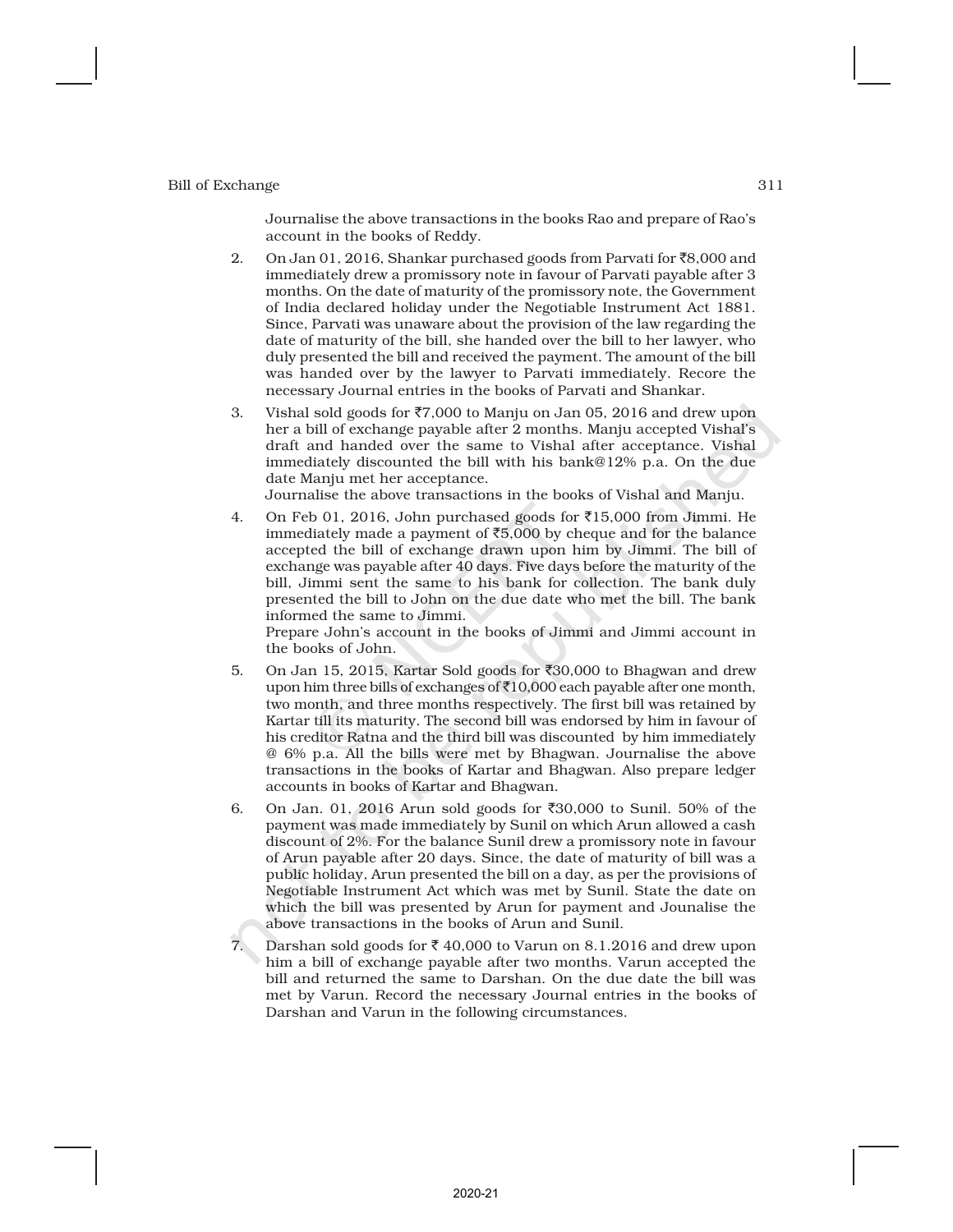Journalise the above transactions in the books Rao and prepare of Rao's account in the books of Reddy.

2. On Jan 01, 2016, Shankar purchased goods from Parvati for ₹8,000 and immediately drew a promissory note in favour of Parvati payable after 3 months. On the date of maturity of the promissory note, the Government of India declared holiday under the Negotiable Instrument Act 1881. Since, Parvati was unaware about the provision of the law regarding the date of maturity of the bill, she handed over the bill to her lawyer, who duly presented the bill and received the payment. The amount of the bill was handed over by the lawyer to Parvati immediately. Recore the necessary Journal entries in the books of Parvati and Shankar.

3. Vishal sold goods for ₹7,000 to Manju on Jan 05, 2016 and drew upon her a bill of exchange payable after 2 months. Manju accepted Vishal's draft and handed over the same to Vishal after acceptance. Vishal immediately discounted the bill with his bank@12% p.a. On the due date Manju met her acceptance.
Journalise the above transactions in the books of Vishal and Manju.

4. On Feb 01, 2016, John purchased goods for ₹15,000 from Jimmi. He immediately made a payment of ₹5,000 by cheque and for the balance accepted the bill of exchange drawn upon him by Jimmi. The bill of exchange was payable after 40 days. Five days before the maturity of the bill, Jimmi sent the same to his bank for collection. The bank duly presented the bill to John on the due date who met the bill. The bank informed the same to Jimmi.
Prepare John's account in the books of Jimmi and Jimmi account in the books of John.

5. On Jan 15, 2015, Kartar Sold goods for ₹30,000 to Bhagwan and drew upon him three bills of exchanges of ₹10,000 each payable after one month, two month, and three months respectively. The first bill was retained by Kartar till its maturity. The second bill was endorsed by him in favour of his creditor Ratna and the third bill was discounted by him immediately @ 6% p.a. All the bills were met by Bhagwan. Journalise the above transactions in the books of Kartar and Bhagwan. Also prepare ledger accounts in books of Kartar and Bhagwan.

6. On Jan. 01, 2016 Arun sold goods for ₹30,000 to Sunil. 50% of the payment was made immediately by Sunil on which Arun allowed a cash discount of 2%. For the balance Sunil drew a promissory note in favour of Arun payable after 20 days. Since, the date of maturity of bill was a public holiday, Arun presented the bill on a day, as per the provisions of Negotiable Instrument Act which was met by Sunil. State the date on which the bill was presented by Arun for payment and Jounalise the above transactions in the books of Arun and Sunil.

7. Darshan sold goods for ₹ 40,000 to Varun on 8.1.2016 and drew upon him a bill of exchange payable after two months. Varun accepted the bill and returned the same to Darshan. On the due date the bill was met by Varun. Record the necessary Journal entries in the books of Darshan and Varun in the following circumstances.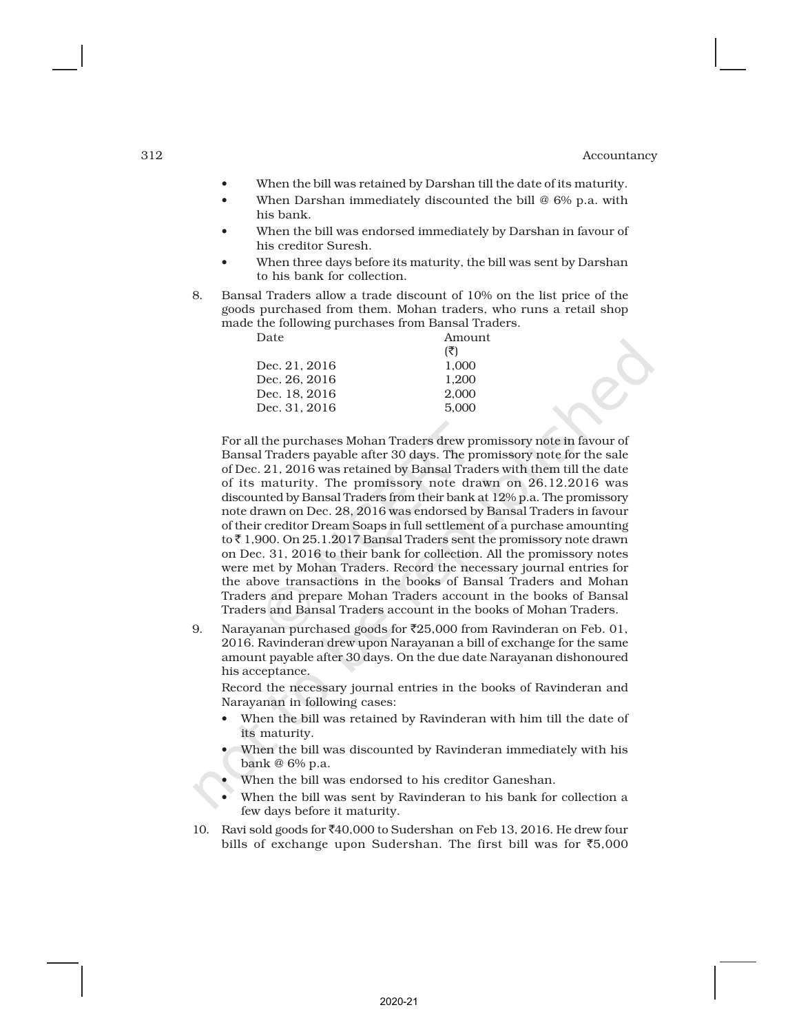- When the bill was retained by Darshan till the date of its maturity.
- When Darshan immediately discounted the bill @ 6% p.a. with his bank.
- When the bill was endorsed immediately by Darshan in favour of his creditor Suresh.
- When three days before its maturity, the bill was sent by Darshan to his bank for collection.

8. Bansal Traders allow a trade discount of 10% on the list price of the goods purchased from them. Mohan traders, who runs a retail shop made the following purchases from Bansal Traders.

| Date | Amount (₹) |
|---|---|
| Dec. 21, 2016 | 1,000 |
| Dec. 26, 2016 | 1,200 |
| Dec. 18, 2016 | 2,000 |
| Dec. 31, 2016 | 5,000 |

For all the purchases Mohan Traders drew promissory note in favour of Bansal Traders payable after 30 days. The promissory note for the sale of Dec. 21, 2016 was retained by Bansal Traders with them till the date of its maturity. The promissory note drawn on 26.12.2016 was discounted by Bansal Traders from their bank at 12% p.a. The promissory note drawn on Dec. 28, 2016 was endorsed by Bansal Traders in favour of their creditor Dream Soaps in full settlement of a purchase amounting to ₹ 1,900. On 25.1.2017 Bansal Traders sent the promissory note drawn on Dec. 31, 2016 to their bank for collection. All the promissory notes were met by Mohan Traders. Record the necessary journal entries for the above transactions in the books of Bansal Traders and Mohan Traders and prepare Mohan Traders account in the books of Bansal Traders and Bansal Traders account in the books of Mohan Traders.

9. Narayanan purchased goods for ₹25,000 from Ravinderan on Feb. 01, 2016. Ravinderan drew upon Narayanan a bill of exchange for the same amount payable after 30 days. On the due date Narayanan dishonoured his acceptance.

   Record the necessary journal entries in the books of Ravinderan and Narayanan in following cases:

   - When the bill was retained by Ravinderan with him till the date of its maturity.
   - When the bill was discounted by Ravinderan immediately with his bank @ 6% p.a.
   - When the bill was endorsed to his creditor Ganeshan.
   - When the bill was sent by Ravinderan to his bank for collection a few days before it maturity.

10. Ravi sold goods for ₹40,000 to Sudershan on Feb 13, 2016. He drew four bills of exchange upon Sudershan. The first bill was for ₹5,000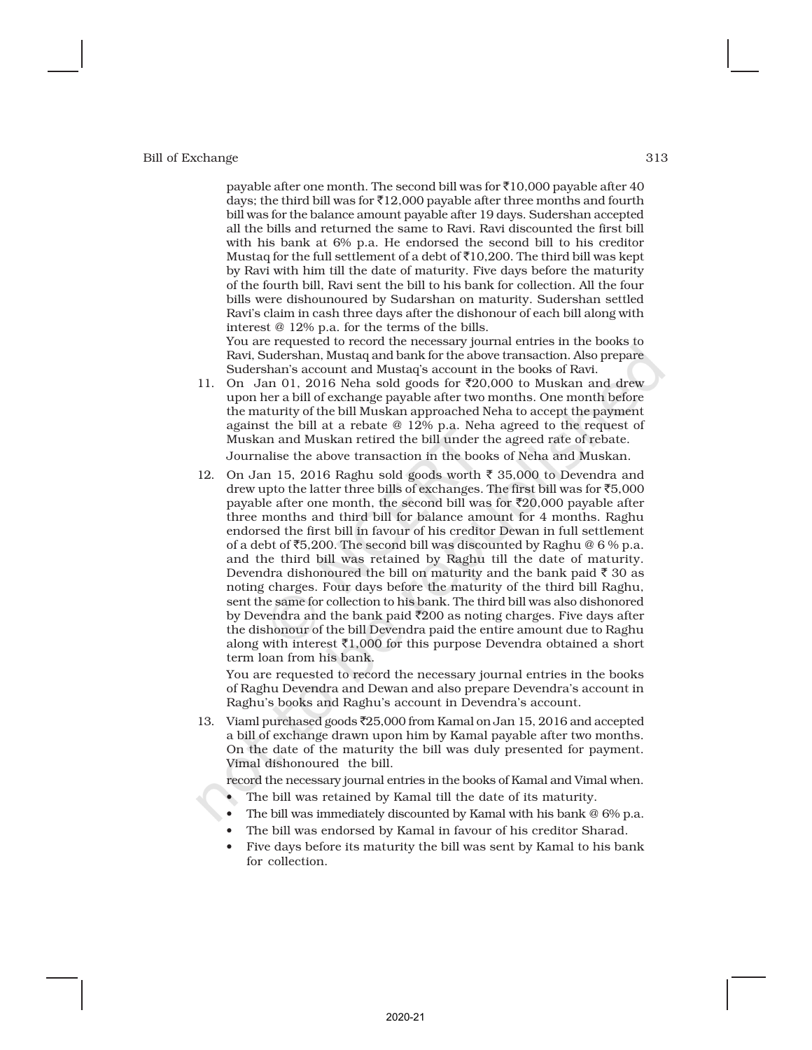payable after one month. The second bill was for ₹10,000 payable after 40 days; the third bill was for ₹12,000 payable after three months and fourth bill was for the balance amount payable after 19 days. Sudershan accepted all the bills and returned the same to Ravi. Ravi discounted the first bill with his bank at 6% p.a. He endorsed the second bill to his creditor Mustaq for the full settlement of a debt of ₹10,200. The third bill was kept by Ravi with him till the date of maturity. Five days before the maturity of the fourth bill, Ravi sent the bill to his bank for collection. All the four bills were dishounoured by Sudarshan on maturity. Sudershan settled Ravi's claim in cash three days after the dishonour of each bill along with interest @ 12% p.a. for the terms of the bills.

You are requested to record the necessary journal entries in the books to Ravi, Sudershan, Mustaq and bank for the above transaction. Also prepare Sudershan's account and Mustaq's account in the books of Ravi.

11. On Jan 01, 2016 Neha sold goods for ₹20,000 to Muskan and drew upon her a bill of exchange payable after two months. One month before the maturity of the bill Muskan approached Neha to accept the payment against the bill at a rebate @ 12% p.a. Neha agreed to the request of Muskan and Muskan retired the bill under the agreed rate of rebate.

    Journalise the above transaction in the books of Neha and Muskan.

12. On Jan 15, 2016 Raghu sold goods worth ₹ 35,000 to Devendra and drew upto the latter three bills of exchanges. The first bill was for ₹5,000 payable after one month, the second bill was for ₹20,000 payable after three months and third bill for balance amount for 4 months. Raghu endorsed the first bill in favour of his creditor Dewan in full settlement of a debt of ₹5,200. The second bill was discounted by Raghu @ 6 % p.a. and the third bill was retained by Raghu till the date of maturity. Devendra dishonoured the bill on maturity and the bank paid ₹ 30 as noting charges. Four days before the maturity of the third bill Raghu, sent the same for collection to his bank. The third bill was also dishonored by Devendra and the bank paid ₹200 as noting charges. Five days after the dishonour of the bill Devendra paid the entire amount due to Raghu along with interest ₹1,000 for this purpose Devendra obtained a short term loan from his bank.

    You are requested to record the necessary journal entries in the books of Raghu Devendra and Dewan and also prepare Devendra's account in Raghu's books and Raghu's account in Devendra's account.

13. Viaml purchased goods ₹25,000 from Kamal on Jan 15, 2016 and accepted a bill of exchange drawn upon him by Kamal payable after two months. On the date of the maturity the bill was duly presented for payment. Vimal dishonoured the bill.

    record the necessary journal entries in the books of Kamal and Vimal when.

    - The bill was retained by Kamal till the date of its maturity.
    - The bill was immediately discounted by Kamal with his bank @ 6% p.a.
    - The bill was endorsed by Kamal in favour of his creditor Sharad.
    - Five days before its maturity the bill was sent by Kamal to his bank for collection.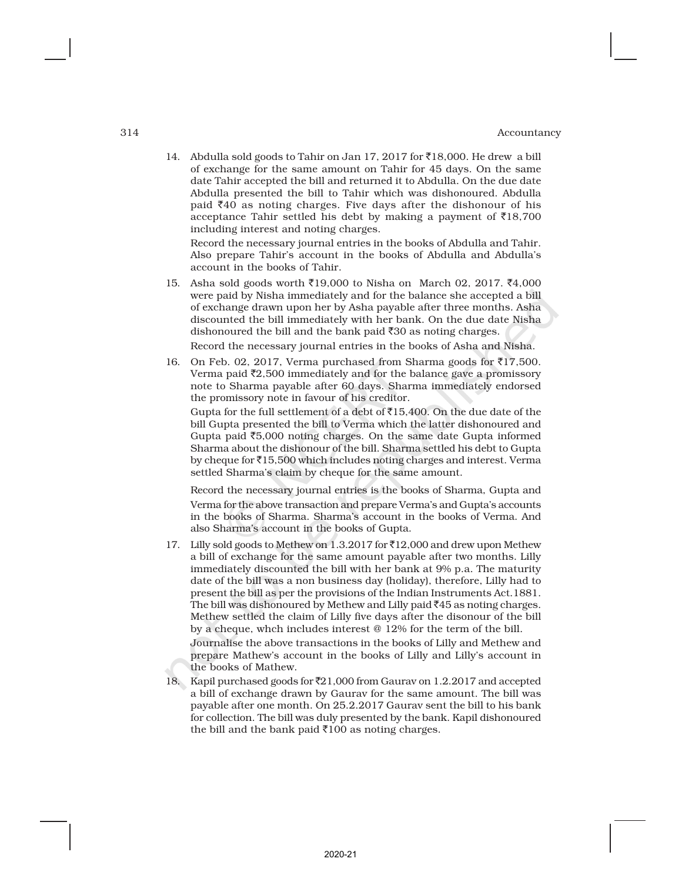14. Abdulla sold goods to Tahir on Jan 17, 2017 for ₹18,000. He drew a bill of exchange for the same amount on Tahir for 45 days. On the same date Tahir accepted the bill and returned it to Abdulla. On the due date Abdulla presented the bill to Tahir which was dishonoured. Abdulla paid ₹40 as noting charges. Five days after the dishonour of his acceptance Tahir settled his debt by making a payment of ₹18,700 including interest and noting charges.

    Record the necessary journal entries in the books of Abdulla and Tahir. Also prepare Tahir's account in the books of Abdulla and Abdulla's account in the books of Tahir.

15. Asha sold goods worth ₹19,000 to Nisha on March 02, 2017. ₹4,000 were paid by Nisha immediately and for the balance she accepted a bill of exchange drawn upon her by Asha payable after three months. Asha discounted the bill immediately with her bank. On the due date Nisha dishonoured the bill and the bank paid ₹30 as noting charges.

    Record the necessary journal entries in the books of Asha and Nisha.

16. On Feb. 02, 2017, Verma purchased from Sharma goods for ₹17,500. Verma paid ₹2,500 immediately and for the balance gave a promissory note to Sharma payable after 60 days. Sharma immediately endorsed the promissory note in favour of his creditor.

    Gupta for the full settlement of a debt of ₹15,400. On the due date of the bill Gupta presented the bill to Verma which the latter dishonoured and Gupta paid ₹5,000 noting charges. On the same date Gupta informed Sharma about the dishonour of the bill. Sharma settled his debt to Gupta by cheque for ₹15,500 which includes noting charges and interest. Verma settled Sharma's claim by cheque for the same amount.

    Record the necessary journal entries is the books of Sharma, Gupta and Verma for the above transaction and prepare Verma's and Gupta's accounts in the books of Sharma. Sharma's account in the books of Verma. And also Sharma's account in the books of Gupta.

17. Lilly sold goods to Methew on 1.3.2017 for ₹12,000 and drew upon Methew a bill of exchange for the same amount payable after two months. Lilly immediately discounted the bill with her bank at 9% p.a. The maturity date of the bill was a non business day (holiday), therefore, Lilly had to present the bill as per the provisions of the Indian Instruments Act.1881. The bill was dishonoured by Methew and Lilly paid ₹45 as noting charges. Methew settled the claim of Lilly five days after the disonour of the bill by a cheque, whch includes interest @ 12% for the term of the bill.

    Journalise the above transactions in the books of Lilly and Methew and prepare Mathew's account in the books of Lilly and Lilly's account in the books of Mathew.

18. Kapil purchased goods for ₹21,000 from Gaurav on 1.2.2017 and accepted a bill of exchange drawn by Gaurav for the same amount. The bill was payable after one month. On 25.2.2017 Gaurav sent the bill to his bank for collection. The bill was duly presented by the bank. Kapil dishonoured the bill and the bank paid ₹100 as noting charges.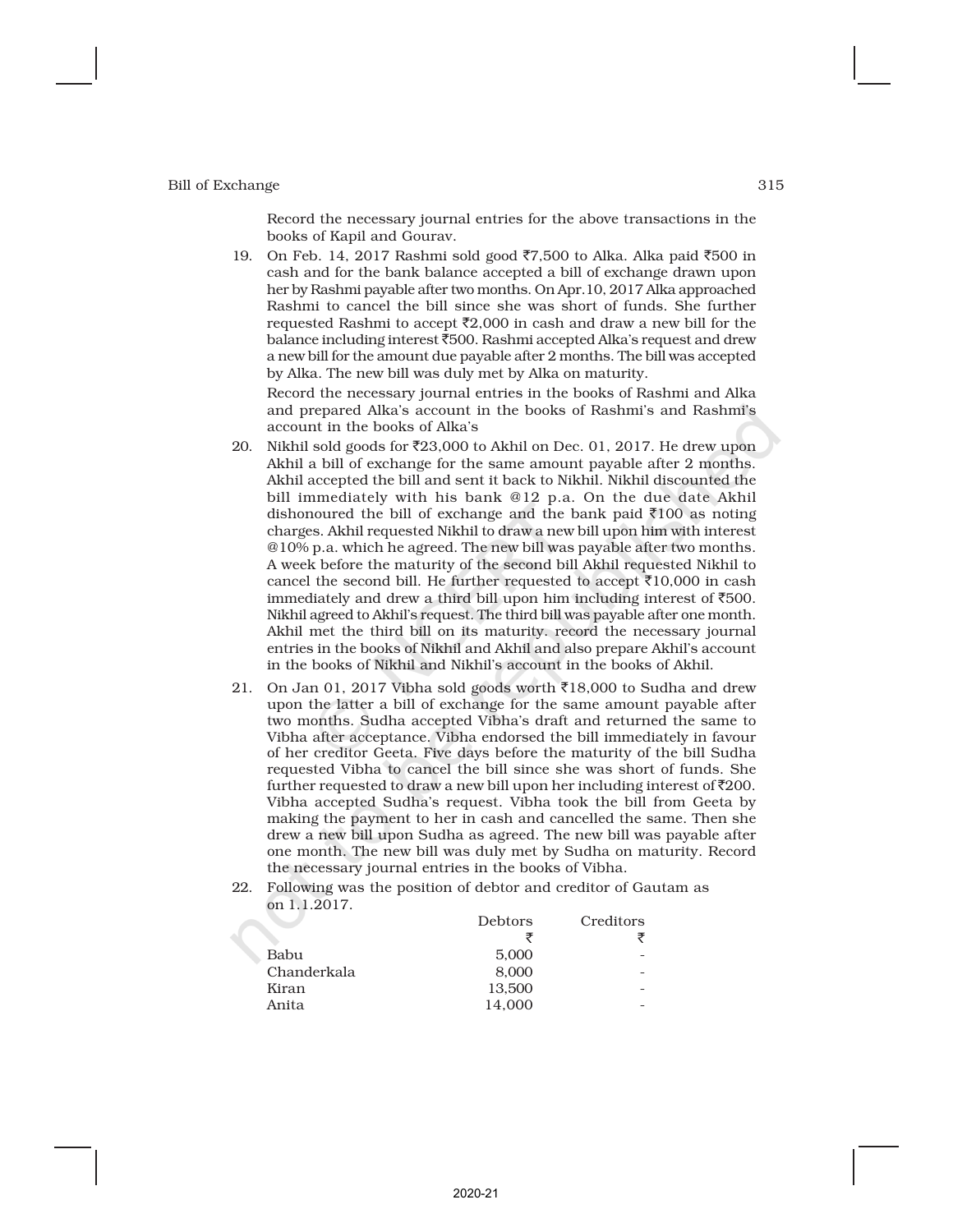Record the necessary journal entries for the above transactions in the books of Kapil and Gourav.

19. On Feb. 14, 2017 Rashmi sold good ₹7,500 to Alka. Alka paid ₹500 in cash and for the bank balance accepted a bill of exchange drawn upon her by Rashmi payable after two months. On Apr.10, 2017 Alka approached Rashmi to cancel the bill since she was short of funds. She further requested Rashmi to accept ₹2,000 in cash and draw a new bill for the balance including interest ₹500. Rashmi accepted Alka's request and drew a new bill for the amount due payable after 2 months. The bill was accepted by Alka. The new bill was duly met by Alka on maturity.

    Record the necessary journal entries in the books of Rashmi and Alka and prepared Alka's account in the books of Rashmi's and Rashmi's account in the books of Alka's

20. Nikhil sold goods for ₹23,000 to Akhil on Dec. 01, 2017. He drew upon Akhil a bill of exchange for the same amount payable after 2 months. Akhil accepted the bill and sent it back to Nikhil. Nikhil discounted the bill immediately with his bank @12 p.a. On the due date Akhil dishonoured the bill of exchange and the bank paid ₹100 as noting charges. Akhil requested Nikhil to draw a new bill upon him with interest @10% p.a. which he agreed. The new bill was payable after two months. A week before the maturity of the second bill Akhil requested Nikhil to cancel the second bill. He further requested to accept ₹10,000 in cash immediately and drew a third bill upon him including interest of ₹500. Nikhil agreed to Akhil's request. The third bill was payable after one month. Akhil met the third bill on its maturity. record the necessary journal entries in the books of Nikhil and Akhil and also prepare Akhil's account in the books of Nikhil and Nikhil's account in the books of Akhil.

21. On Jan 01, 2017 Vibha sold goods worth ₹18,000 to Sudha and drew upon the latter a bill of exchange for the same amount payable after two months. Sudha accepted Vibha's draft and returned the same to Vibha after acceptance. Vibha endorsed the bill immediately in favour of her creditor Geeta. Five days before the maturity of the bill Sudha requested Vibha to cancel the bill since she was short of funds. She further requested to draw a new bill upon her including interest of ₹200. Vibha accepted Sudha's request. Vibha took the bill from Geeta by making the payment to her in cash and cancelled the same. Then she drew a new bill upon Sudha as agreed. The new bill was payable after one month. The new bill was duly met by Sudha on maturity. Record the necessary journal entries in the books of Vibha.

22. Following was the position of debtor and creditor of Gautam as on 1.1.2017.

| | Debtors | Creditors |
|---|---|---|
| | ₹ | ₹ |
| Babu | 5,000 | - |
| Chanderkala | 8,000 | - |
| Kiran | 13,500 | - |
| Anita | 14,000 | - |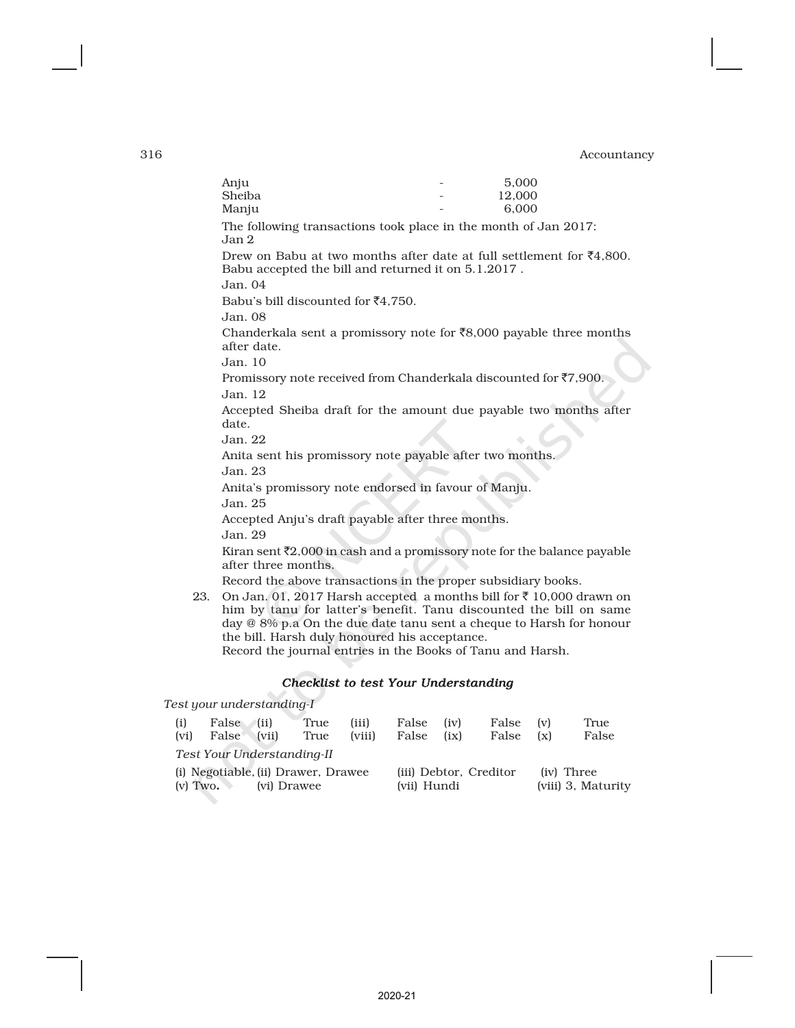| | | |
|---|---|---|
| Anju | - | 5,000 |
| Sheiba | - | 12,000 |
| Manju | - | 6,000 |

The following transactions took place in the month of Jan 2017:

Jan 2

Drew on Babu at two months after date at full settlement for ₹4,800. Babu accepted the bill and returned it on 5.1.2017 .

Jan. 04

Babu's bill discounted for ₹4,750.

Jan. 08

Chanderkala sent a promissory note for ₹8,000 payable three months after date.

Jan. 10

Promissory note received from Chanderkala discounted for ₹7,900.

Jan. 12

Accepted Sheiba draft for the amount due payable two months after date.

Jan. 22

Anita sent his promissory note payable after two months.

Jan. 23

Anita's promissory note endorsed in favour of Manju.

Jan. 25

Accepted Anju's draft payable after three months.

Jan. 29

Kiran sent ₹2,000 in cash and a promissory note for the balance payable after three months.

Record the above transactions in the proper subsidiary books.

23. On Jan. 01, 2017 Harsh accepted a months bill for ₹ 10,000 drawn on him by tanu for latter's benefit. Tanu discounted the bill on same day @ 8% p.a On the due date tanu sent a cheque to Harsh for honour the bill. Harsh duly honoured his acceptance.
    Record the journal entries in the Books of Tanu and Harsh.

### *Checklist to test Your Understanding*

*Test your understanding-I*

| | | | | | | | | | |
|---|---|---|---|---|---|---|---|---|---|
| (i) | False | (ii) | True | (iii) | False | (iv) | False | (v) | True |
| (vi) | False | (vii) | True | (viii) | False | (ix) | False | (x) | False |

*Test Your Understanding-II*

(i) Negotiable, (ii) Drawer, Drawee (iii) Debtor, Creditor (iv) Three

(v) Two. (vi) Drawee (vii) Hundi (viii) 3, Maturity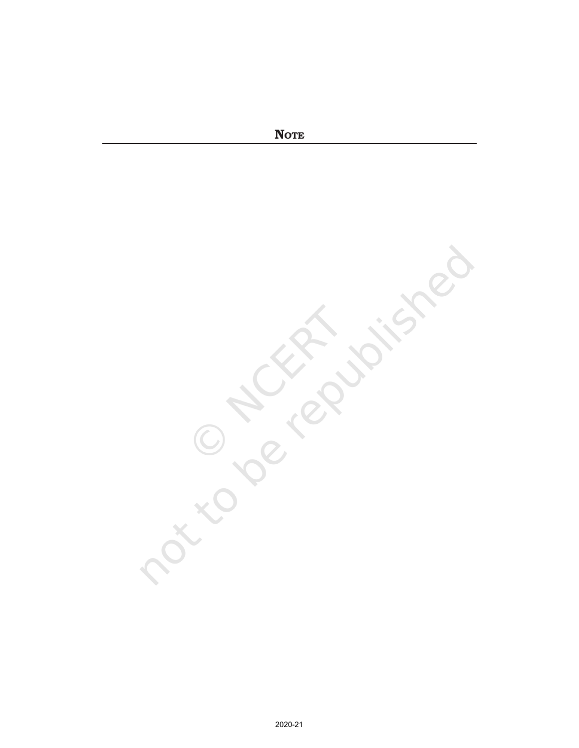**NOTE**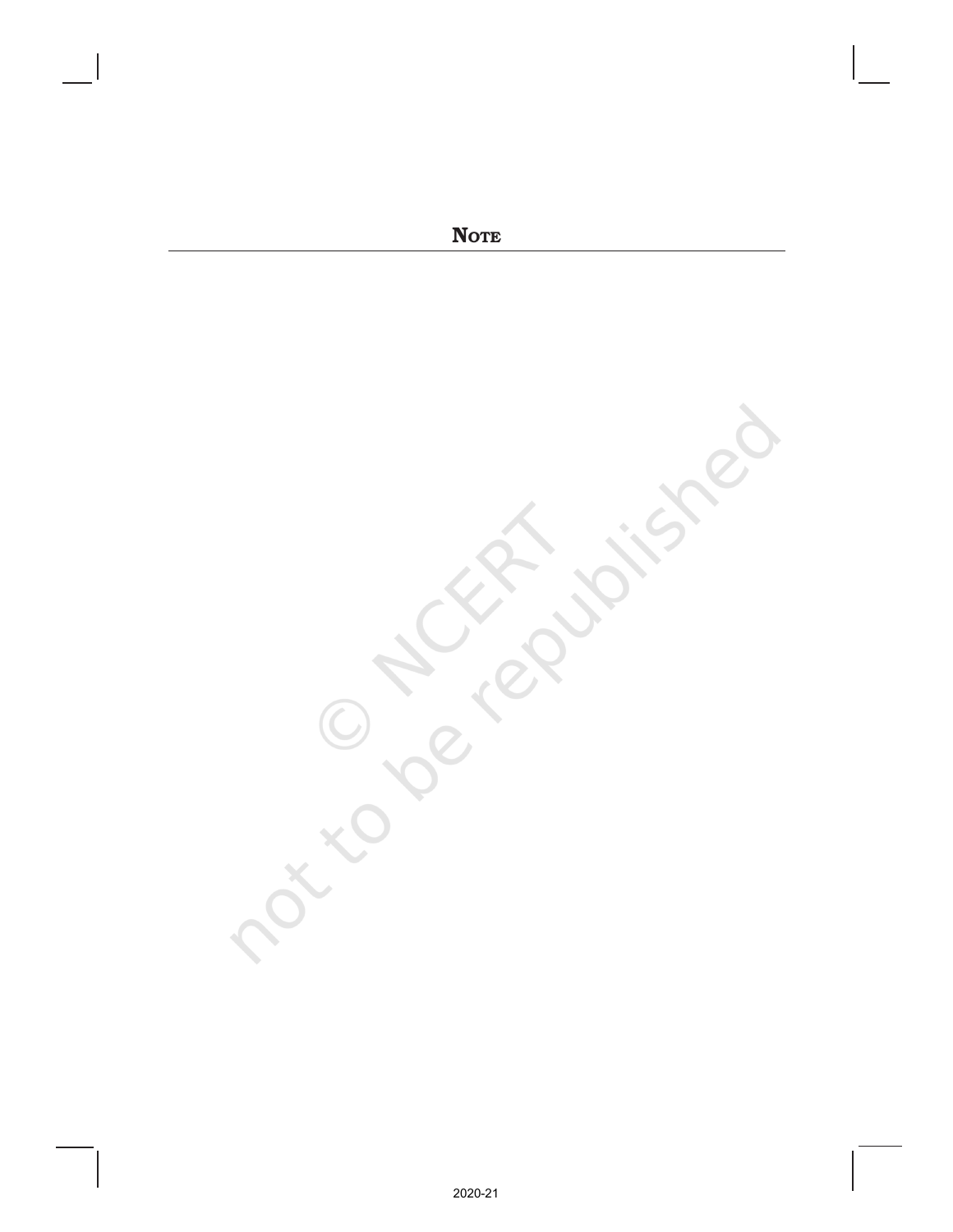**NOTE**